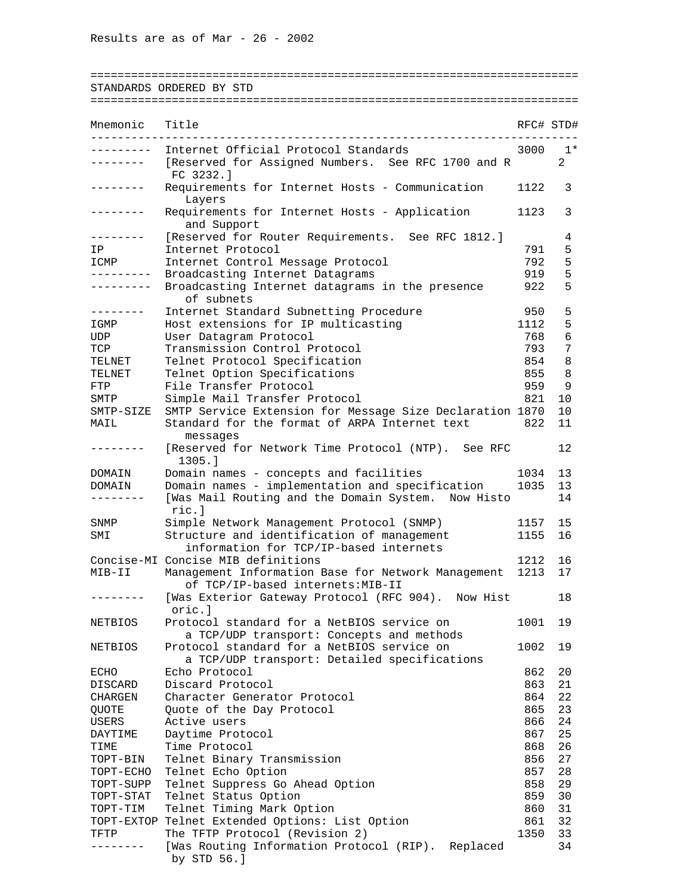Results are as of Mar - 26 - 2002

## STANDARDS ORDERED BY STD

| Mnemonic | Title | RFC# | STD# |
|---|---|---|---|
| --------- | Internet Official Protocol Standards | 3000 | 1* |
| -------- | [Reserved for Assigned Numbers. See RFC 1700 and RFC 3232.] | | 2 |
| -------- | Requirements for Internet Hosts - Communication Layers | 1122 | 3 |
| -------- | Requirements for Internet Hosts - Application and Support | 1123 | 3 |
| -------- | [Reserved for Router Requirements. See RFC 1812.] | | 4 |
| IP | Internet Protocol | 791 | 5 |
| ICMP | Internet Control Message Protocol | 792 | 5 |
| --------- | Broadcasting Internet Datagrams | 919 | 5 |
| --------- | Broadcasting Internet datagrams in the presence of subnets | 922 | 5 |
| -------- | Internet Standard Subnetting Procedure | 950 | 5 |
| IGMP | Host extensions for IP multicasting | 1112 | 5 |
| UDP | User Datagram Protocol | 768 | 6 |
| TCP | Transmission Control Protocol | 793 | 7 |
| TELNET | Telnet Protocol Specification | 854 | 8 |
| TELNET | Telnet Option Specifications | 855 | 8 |
| FTP | File Transfer Protocol | 959 | 9 |
| SMTP | Simple Mail Transfer Protocol | 821 | 10 |
| SMTP-SIZE | SMTP Service Extension for Message Size Declaration | 1870 | 10 |
| MAIL | Standard for the format of ARPA Internet text messages | 822 | 11 |
| -------- | [Reserved for Network Time Protocol (NTP). See RFC 1305.] | | 12 |
| DOMAIN | Domain names - concepts and facilities | 1034 | 13 |
| DOMAIN | Domain names - implementation and specification | 1035 | 13 |
| -------- | [Was Mail Routing and the Domain System. Now Historic.] | | 14 |
| SNMP | Simple Network Management Protocol (SNMP) | 1157 | 15 |
| SMI | Structure and identification of management information for TCP/IP-based internets | 1155 | 16 |
| Concise-MI | Concise MIB definitions | 1212 | 16 |
| MIB-II | Management Information Base for Network Management of TCP/IP-based internets:MIB-II | 1213 | 17 |
| -------- | [Was Exterior Gateway Protocol (RFC 904). Now Historic.] | | 18 |
| NETBIOS | Protocol standard for a NetBIOS service on a TCP/UDP transport: Concepts and methods | 1001 | 19 |
| NETBIOS | Protocol standard for a NetBIOS service on a TCP/UDP transport: Detailed specifications | 1002 | 19 |
| ECHO | Echo Protocol | 862 | 20 |
| DISCARD | Discard Protocol | 863 | 21 |
| CHARGEN | Character Generator Protocol | 864 | 22 |
| QUOTE | Quote of the Day Protocol | 865 | 23 |
| USERS | Active users | 866 | 24 |
| DAYTIME | Daytime Protocol | 867 | 25 |
| TIME | Time Protocol | 868 | 26 |
| TOPT-BIN | Telnet Binary Transmission | 856 | 27 |
| TOPT-ECHO | Telnet Echo Option | 857 | 28 |
| TOPT-SUPP | Telnet Suppress Go Ahead Option | 858 | 29 |
| TOPT-STAT | Telnet Status Option | 859 | 30 |
| TOPT-TIM | Telnet Timing Mark Option | 860 | 31 |
| TOPT-EXTOP | Telnet Extended Options: List Option | 861 | 32 |
| TFTP | The TFTP Protocol (Revision 2) | 1350 | 33 |
| -------- | [Was Routing Information Protocol (RIP). Replaced by STD 56.] | | 34 |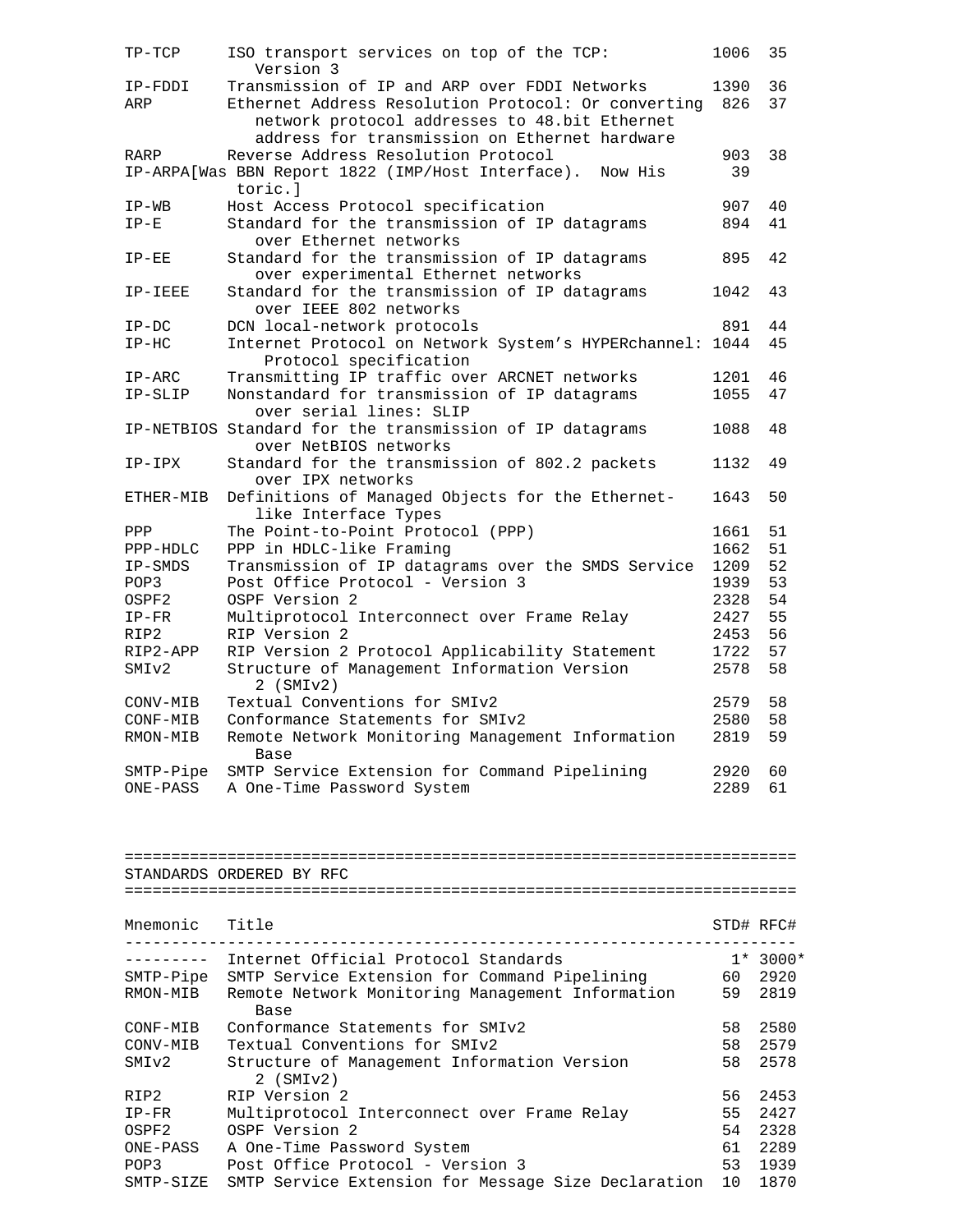```
TP-TCP     ISO transport services on top of the TCP:          1006  35
              Version 3
IP-FDDI    Transmission of IP and ARP over FDDI Networks      1390  36
ARP        Ethernet Address Resolution Protocol: Or converting  826  37
              network protocol addresses to 48.bit Ethernet
              address for transmission on Ethernet hardware
RARP       Reverse Address Resolution Protocol                 903  38
IP-ARPA[Was BBN Report 1822 (IMP/Host Interface).  Now His      39
           toric.]
IP-WB      Host Access Protocol specification                  907  40
IP-E       Standard for the transmission of IP datagrams       894  41
              over Ethernet networks
IP-EE      Standard for the transmission of IP datagrams       895  42
              over experimental Ethernet networks
IP-IEEE    Standard for the transmission of IP datagrams      1042  43
              over IEEE 802 networks
IP-DC      DCN local-network protocols                         891  44
IP-HC      Internet Protocol on Network System's HYPERchannel: 1044  45
               Protocol specification
IP-ARC     Transmitting IP traffic over ARCNET networks       1201  46
IP-SLIP    Nonstandard for transmission of IP datagrams       1055  47
              over serial lines: SLIP
IP-NETBIOS Standard for the transmission of IP datagrams      1088  48
              over NetBIOS networks
IP-IPX     Standard for the transmission of 802.2 packets     1132  49
              over IPX networks
ETHER-MIB  Definitions of Managed Objects for the Ethernet-   1643  50
              like Interface Types
PPP        The Point-to-Point Protocol (PPP)                  1661  51
PPP-HDLC   PPP in HDLC-like Framing                           1662  51
IP-SMDS    Transmission of IP datagrams over the SMDS Service 1209  52
POP3       Post Office Protocol - Version 3                   1939  53
OSPF2      OSPF Version 2                                     2328  54
IP-FR      Multiprotocol Interconnect over Frame Relay        2427  55
RIP2       RIP Version 2                                      2453  56
RIP2-APP   RIP Version 2 Protocol Applicability Statement     1722  57
SMIv2      Structure of Management Information Version        2578  58
              2 (SMIv2)
CONV-MIB   Textual Conventions for SMIv2                      2579  58
CONF-MIB   Conformance Statements for SMIv2                   2580  58
RMON-MIB   Remote Network Monitoring Management Information   2819  59
              Base
SMTP-Pipe  SMTP Service Extension for Command Pipelining      2920  60
ONE-PASS   A One-Time Password System                         2289  61
```

```
======================================================================
STANDARDS ORDERED BY RFC
======================================================================

Mnemonic   Title                                              STD# RFC#
-----------------------------------------------------------------------
---------  Internet Official Protocol Standards                 1* 3000*
SMTP-Pipe  SMTP Service Extension for Command Pipelining      60  2920
RMON-MIB   Remote Network Monitoring Management Information   59  2819
              Base
CONF-MIB   Conformance Statements for SMIv2                   58  2580
CONV-MIB   Textual Conventions for SMIv2                      58  2579
SMIv2      Structure of Management Information Version        58  2578
              2 (SMIv2)
RIP2       RIP Version 2                                      56  2453
IP-FR      Multiprotocol Interconnect over Frame Relay        55  2427
OSPF2      OSPF Version 2                                     54  2328
ONE-PASS   A One-Time Password System                         61  2289
POP3       Post Office Protocol - Version 3                   53  1939
SMTP-SIZE  SMTP Service Extension for Message Size Declaration 10  1870
```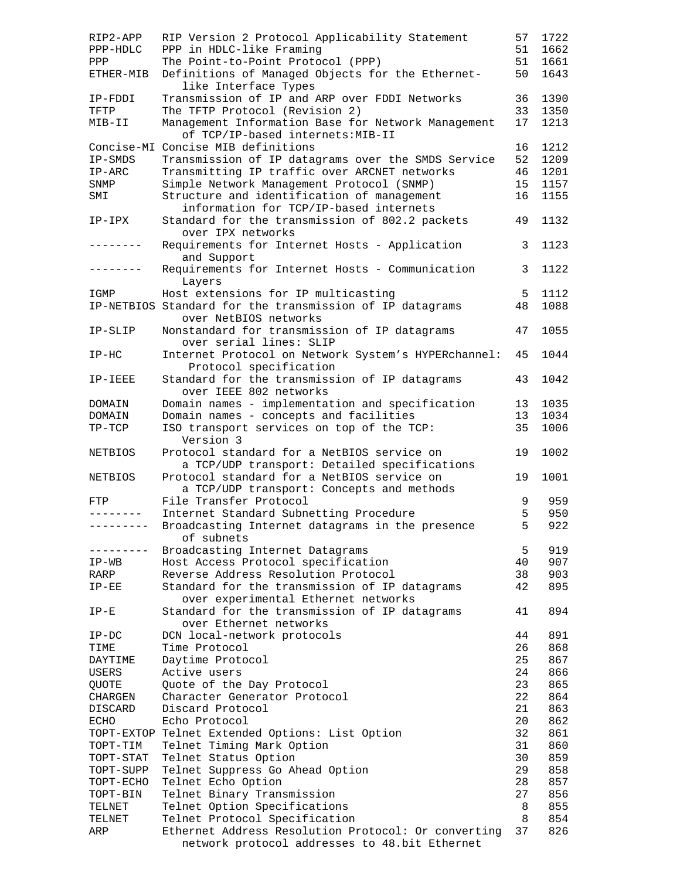| | | | |
|---|---|---|---|
| RIP2-APP | RIP Version 2 Protocol Applicability Statement | 57 | 1722 |
| PPP-HDLC | PPP in HDLC-like Framing | 51 | 1662 |
| PPP | The Point-to-Point Protocol (PPP) | 51 | 1661 |
| ETHER-MIB | Definitions of Managed Objects for the Ethernet-like Interface Types | 50 | 1643 |
| IP-FDDI | Transmission of IP and ARP over FDDI Networks | 36 | 1390 |
| TFTP | The TFTP Protocol (Revision 2) | 33 | 1350 |
| MIB-II | Management Information Base for Network Management of TCP/IP-based internets:MIB-II | 17 | 1213 |
| Concise-MI | Concise MIB definitions | 16 | 1212 |
| IP-SMDS | Transmission of IP datagrams over the SMDS Service | 52 | 1209 |
| IP-ARC | Transmitting IP traffic over ARCNET networks | 46 | 1201 |
| SNMP | Simple Network Management Protocol (SNMP) | 15 | 1157 |
| SMI | Structure and identification of management information for TCP/IP-based internets | 16 | 1155 |
| IP-IPX | Standard for the transmission of 802.2 packets over IPX networks | 49 | 1132 |
| -------- | Requirements for Internet Hosts - Application and Support | 3 | 1123 |
| -------- | Requirements for Internet Hosts - Communication Layers | 3 | 1122 |
| IGMP | Host extensions for IP multicasting | 5 | 1112 |
| IP-NETBIOS | Standard for the transmission of IP datagrams over NetBIOS networks | 48 | 1088 |
| IP-SLIP | Nonstandard for transmission of IP datagrams over serial lines: SLIP | 47 | 1055 |
| IP-HC | Internet Protocol on Network System's HYPERchannel: Protocol specification | 45 | 1044 |
| IP-IEEE | Standard for the transmission of IP datagrams over IEEE 802 networks | 43 | 1042 |
| DOMAIN | Domain names - implementation and specification | 13 | 1035 |
| DOMAIN | Domain names - concepts and facilities | 13 | 1034 |
| TP-TCP | ISO transport services on top of the TCP: Version 3 | 35 | 1006 |
| NETBIOS | Protocol standard for a NetBIOS service on a TCP/UDP transport: Detailed specifications | 19 | 1002 |
| NETBIOS | Protocol standard for a NetBIOS service on a TCP/UDP transport: Concepts and methods | 19 | 1001 |
| FTP | File Transfer Protocol | 9 | 959 |
| -------- | Internet Standard Subnetting Procedure | 5 | 950 |
| --------- | Broadcasting Internet datagrams in the presence of subnets | 5 | 922 |
| --------- | Broadcasting Internet Datagrams | 5 | 919 |
| IP-WB | Host Access Protocol specification | 40 | 907 |
| RARP | Reverse Address Resolution Protocol | 38 | 903 |
| IP-EE | Standard for the transmission of IP datagrams over experimental Ethernet networks | 42 | 895 |
| IP-E | Standard for the transmission of IP datagrams over Ethernet networks | 41 | 894 |
| IP-DC | DCN local-network protocols | 44 | 891 |
| TIME | Time Protocol | 26 | 868 |
| DAYTIME | Daytime Protocol | 25 | 867 |
| USERS | Active users | 24 | 866 |
| QUOTE | Quote of the Day Protocol | 23 | 865 |
| CHARGEN | Character Generator Protocol | 22 | 864 |
| DISCARD | Discard Protocol | 21 | 863 |
| ECHO | Echo Protocol | 20 | 862 |
| TOPT-EXTOP | Telnet Extended Options: List Option | 32 | 861 |
| TOPT-TIM | Telnet Timing Mark Option | 31 | 860 |
| TOPT-STAT | Telnet Status Option | 30 | 859 |
| TOPT-SUPP | Telnet Suppress Go Ahead Option | 29 | 858 |
| TOPT-ECHO | Telnet Echo Option | 28 | 857 |
| TOPT-BIN | Telnet Binary Transmission | 27 | 856 |
| TELNET | Telnet Option Specifications | 8 | 855 |
| TELNET | Telnet Protocol Specification | 8 | 854 |
| ARP | Ethernet Address Resolution Protocol: Or converting network protocol addresses to 48.bit Ethernet | 37 | 826 |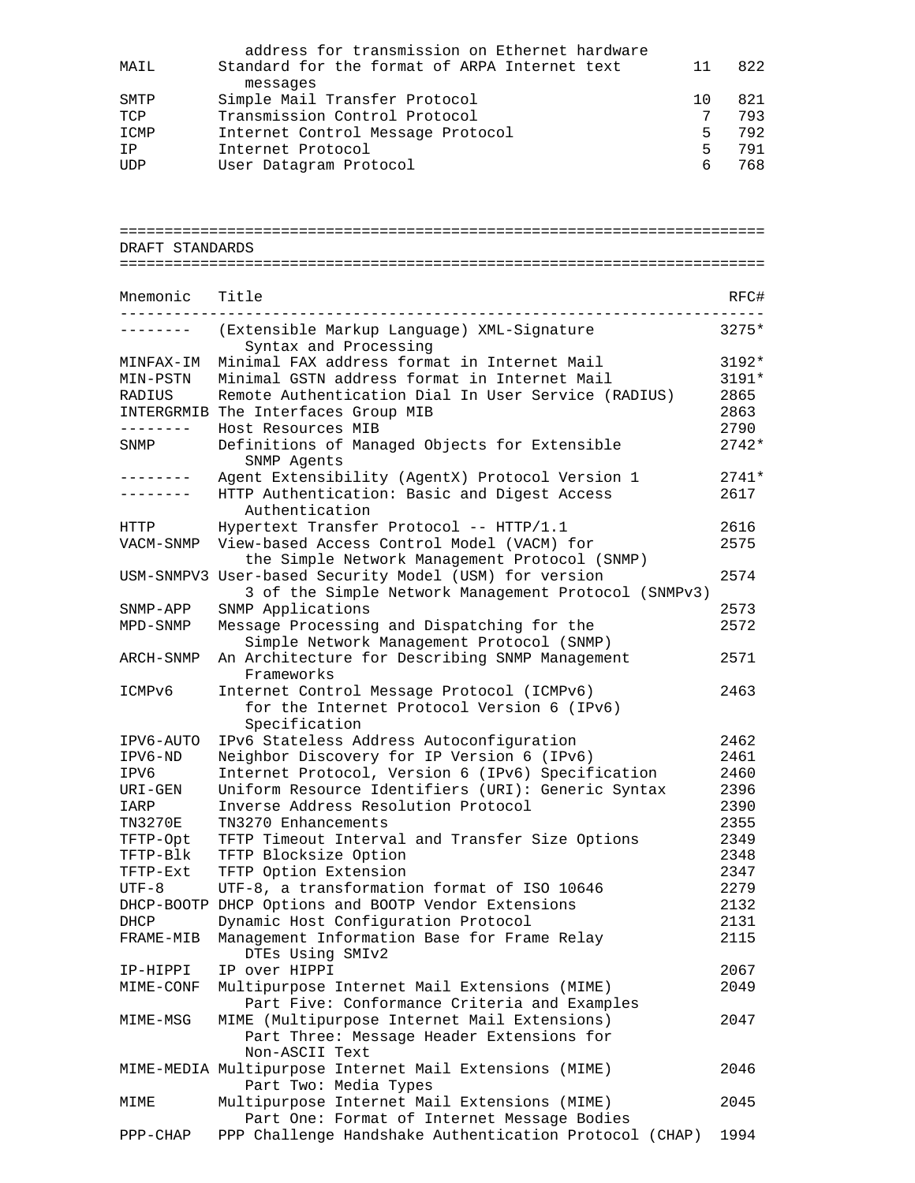| | | | |
|---|---|---|---|
| | address for transmission on Ethernet hardware | | |
| MAIL | Standard for the format of ARPA Internet text messages | 11 | 822 |
| SMTP | Simple Mail Transfer Protocol | 10 | 821 |
| TCP | Transmission Control Protocol | 7 | 793 |
| ICMP | Internet Control Message Protocol | 5 | 792 |
| IP | Internet Protocol | 5 | 791 |
| UDP | User Datagram Protocol | 6 | 768 |

## DRAFT STANDARDS

| Mnemonic | Title | RFC# |
|---|---|---|
| -------- | (Extensible Markup Language) XML-Signature Syntax and Processing | 3275* |
| MINFAX-IM | Minimal FAX address format in Internet Mail | 3192* |
| MIN-PSTN | Minimal GSTN address format in Internet Mail | 3191* |
| RADIUS | Remote Authentication Dial In User Service (RADIUS) | 2865 |
| INTERGRMIB | The Interfaces Group MIB | 2863 |
| -------- | Host Resources MIB | 2790 |
| SNMP | Definitions of Managed Objects for Extensible SNMP Agents | 2742* |
| -------- | Agent Extensibility (AgentX) Protocol Version 1 | 2741* |
| -------- | HTTP Authentication: Basic and Digest Access Authentication | 2617 |
| HTTP | Hypertext Transfer Protocol -- HTTP/1.1 | 2616 |
| VACM-SNMP | View-based Access Control Model (VACM) for the Simple Network Management Protocol (SNMP) | 2575 |
| USM-SNMPV3 | User-based Security Model (USM) for version 3 of the Simple Network Management Protocol (SNMPv3) | 2574 |
| SNMP-APP | SNMP Applications | 2573 |
| MPD-SNMP | Message Processing and Dispatching for the Simple Network Management Protocol (SNMP) | 2572 |
| ARCH-SNMP | An Architecture for Describing SNMP Management Frameworks | 2571 |
| ICMPv6 | Internet Control Message Protocol (ICMPv6) for the Internet Protocol Version 6 (IPv6) Specification | 2463 |
| IPV6-AUTO | IPv6 Stateless Address Autoconfiguration | 2462 |
| IPV6-ND | Neighbor Discovery for IP Version 6 (IPv6) | 2461 |
| IPV6 | Internet Protocol, Version 6 (IPv6) Specification | 2460 |
| URI-GEN | Uniform Resource Identifiers (URI): Generic Syntax | 2396 |
| IARP | Inverse Address Resolution Protocol | 2390 |
| TN3270E | TN3270 Enhancements | 2355 |
| TFTP-Opt | TFTP Timeout Interval and Transfer Size Options | 2349 |
| TFTP-Blk | TFTP Blocksize Option | 2348 |
| TFTP-Ext | TFTP Option Extension | 2347 |
| UTF-8 | UTF-8, a transformation format of ISO 10646 | 2279 |
| DHCP-BOOTP | DHCP Options and BOOTP Vendor Extensions | 2132 |
| DHCP | Dynamic Host Configuration Protocol | 2131 |
| FRAME-MIB | Management Information Base for Frame Relay DTEs Using SMIv2 | 2115 |
| IP-HIPPI | IP over HIPPI | 2067 |
| MIME-CONF | Multipurpose Internet Mail Extensions (MIME) Part Five: Conformance Criteria and Examples | 2049 |
| MIME-MSG | MIME (Multipurpose Internet Mail Extensions) Part Three: Message Header Extensions for Non-ASCII Text | 2047 |
| MIME-MEDIA | Multipurpose Internet Mail Extensions (MIME) Part Two: Media Types | 2046 |
| MIME | Multipurpose Internet Mail Extensions (MIME) Part One: Format of Internet Message Bodies | 2045 |
| PPP-CHAP | PPP Challenge Handshake Authentication Protocol (CHAP) | 1994 |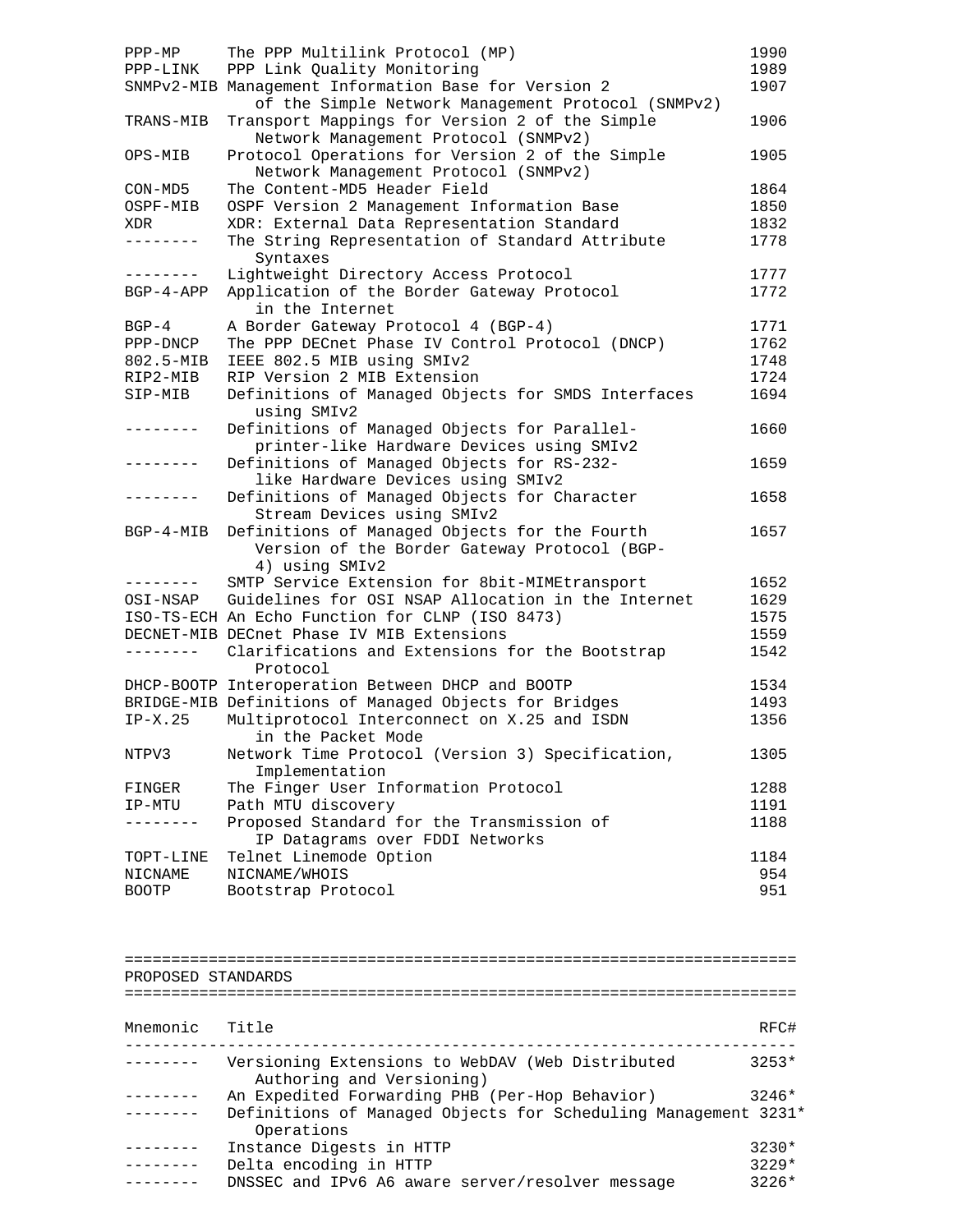| Mnemonic | Title | RFC# |
|---|---|---|
| PPP-MP | The PPP Multilink Protocol (MP) | 1990 |
| PPP-LINK | PPP Link Quality Monitoring | 1989 |
| SNMPv2-MIB | Management Information Base for Version 2 of the Simple Network Management Protocol (SNMPv2) | 1907 |
| TRANS-MIB | Transport Mappings for Version 2 of the Simple Network Management Protocol (SNMPv2) | 1906 |
| OPS-MIB | Protocol Operations for Version 2 of the Simple Network Management Protocol (SNMPv2) | 1905 |
| CON-MD5 | The Content-MD5 Header Field | 1864 |
| OSPF-MIB | OSPF Version 2 Management Information Base | 1850 |
| XDR | XDR: External Data Representation Standard | 1832 |
| -------- | The String Representation of Standard Attribute Syntaxes | 1778 |
| -------- | Lightweight Directory Access Protocol | 1777 |
| BGP-4-APP | Application of the Border Gateway Protocol in the Internet | 1772 |
| BGP-4 | A Border Gateway Protocol 4 (BGP-4) | 1771 |
| PPP-DNCP | The PPP DECnet Phase IV Control Protocol (DNCP) | 1762 |
| 802.5-MIB | IEEE 802.5 MIB using SMIv2 | 1748 |
| RIP2-MIB | RIP Version 2 MIB Extension | 1724 |
| SIP-MIB | Definitions of Managed Objects for SMDS Interfaces using SMIv2 | 1694 |
| -------- | Definitions of Managed Objects for Parallel-printer-like Hardware Devices using SMIv2 | 1660 |
| -------- | Definitions of Managed Objects for RS-232-like Hardware Devices using SMIv2 | 1659 |
| -------- | Definitions of Managed Objects for Character Stream Devices using SMIv2 | 1658 |
| BGP-4-MIB | Definitions of Managed Objects for the Fourth Version of the Border Gateway Protocol (BGP-4) using SMIv2 | 1657 |
| -------- | SMTP Service Extension for 8bit-MIMEtransport | 1652 |
| OSI-NSAP | Guidelines for OSI NSAP Allocation in the Internet | 1629 |
| ISO-TS-ECH | An Echo Function for CLNP (ISO 8473) | 1575 |
| DECNET-MIB | DECnet Phase IV MIB Extensions | 1559 |
| -------- | Clarifications and Extensions for the Bootstrap Protocol | 1542 |
| DHCP-BOOTP | Interoperation Between DHCP and BOOTP | 1534 |
| BRIDGE-MIB | Definitions of Managed Objects for Bridges | 1493 |
| IP-X.25 | Multiprotocol Interconnect on X.25 and ISDN in the Packet Mode | 1356 |
| NTPV3 | Network Time Protocol (Version 3) Specification, Implementation | 1305 |
| FINGER | The Finger User Information Protocol | 1288 |
| IP-MTU | Path MTU discovery | 1191 |
| -------- | Proposed Standard for the Transmission of IP Datagrams over FDDI Networks | 1188 |
| TOPT-LINE | Telnet Linemode Option | 1184 |
| NICNAME | NICNAME/WHOIS | 954 |
| BOOTP | Bootstrap Protocol | 951 |

## PROPOSED STANDARDS

| Mnemonic | Title | RFC# |
|---|---|---|
| -------- | Versioning Extensions to WebDAV (Web Distributed Authoring and Versioning) | 3253* |
| -------- | An Expedited Forwarding PHB (Per-Hop Behavior) | 3246* |
| -------- | Definitions of Managed Objects for Scheduling Management Operations | 3231* |
| -------- | Instance Digests in HTTP | 3230* |
| -------- | Delta encoding in HTTP | 3229* |
| -------- | DNSSEC and IPv6 A6 aware server/resolver message | 3226* |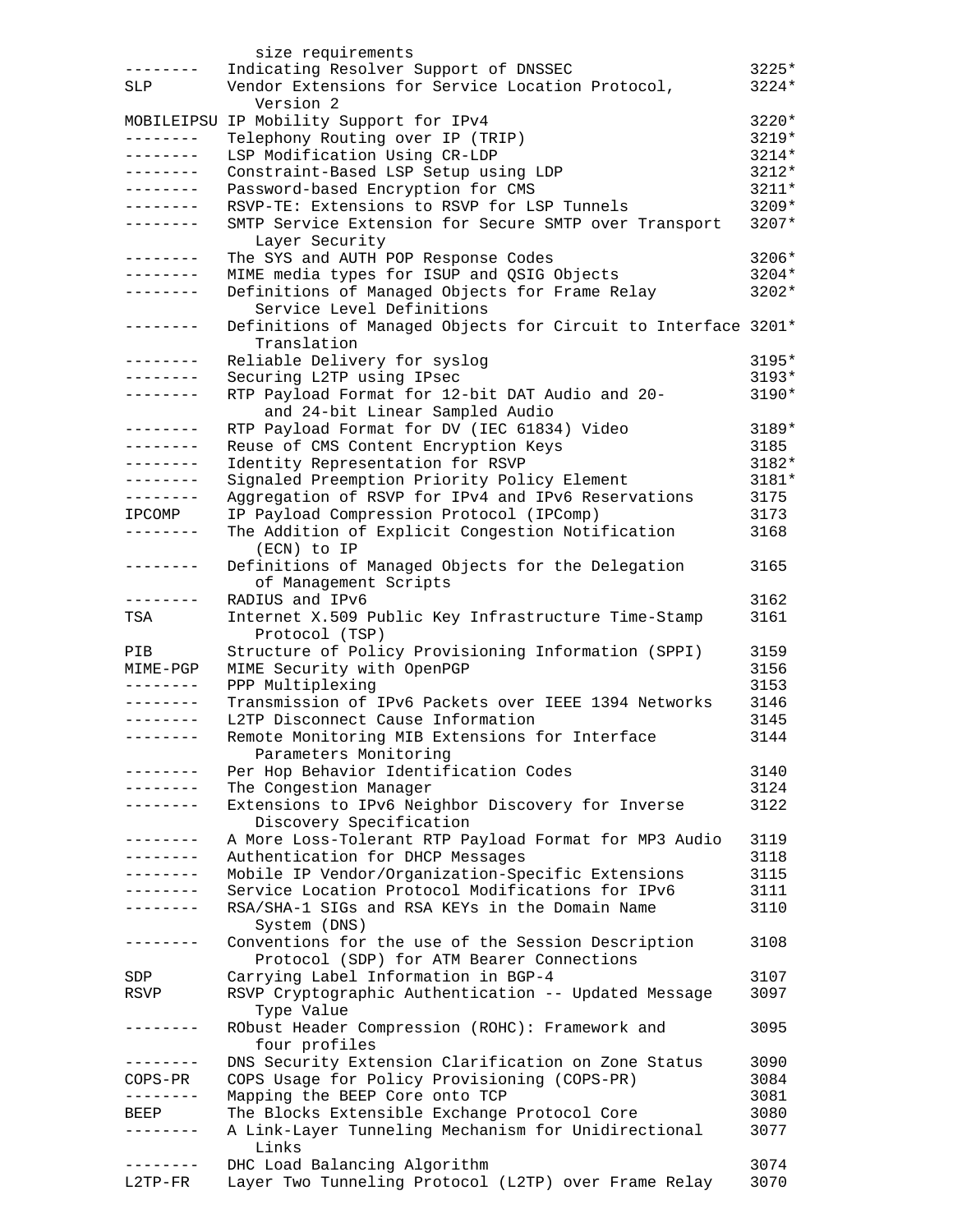```
            size requirements
--------  Indicating Resolver Support of DNSSEC                   3225*
SLP       Vendor Extensions for Service Location Protocol,        3224*
            Version 2
MOBILEIPSU IP Mobility Support for IPv4                           3220*
--------  Telephony Routing over IP (TRIP)                        3219*
--------  LSP Modification Using CR-LDP                           3214*
--------  Constraint-Based LSP Setup using LDP                    3212*
--------  Password-based Encryption for CMS                       3211*
--------  RSVP-TE: Extensions to RSVP for LSP Tunnels             3209*
--------  SMTP Service Extension for Secure SMTP over Transport   3207*
            Layer Security
--------  The SYS and AUTH POP Response Codes                     3206*
--------  MIME media types for ISUP and QSIG Objects              3204*
--------  Definitions of Managed Objects for Frame Relay          3202*
            Service Level Definitions
--------  Definitions of Managed Objects for Circuit to Interface 3201*
            Translation
--------  Reliable Delivery for syslog                            3195*
--------  Securing L2TP using IPsec                               3193*
--------  RTP Payload Format for 12-bit DAT Audio and 20-         3190*
             and 24-bit Linear Sampled Audio
--------  RTP Payload Format for DV (IEC 61834) Video             3189*
--------  Reuse of CMS Content Encryption Keys                    3185
--------  Identity Representation for RSVP                        3182*
--------  Signaled Preemption Priority Policy Element             3181*
--------  Aggregation of RSVP for IPv4 and IPv6 Reservations      3175
IPCOMP    IP Payload Compression Protocol (IPComp)                3173
--------  The Addition of Explicit Congestion Notification        3168
            (ECN) to IP
--------  Definitions of Managed Objects for the Delegation       3165
            of Management Scripts
--------  RADIUS and IPv6                                         3162
TSA       Internet X.509 Public Key Infrastructure Time-Stamp     3161
            Protocol (TSP)
PIB       Structure of Policy Provisioning Information (SPPI)     3159
MIME-PGP  MIME Security with OpenPGP                              3156
--------  PPP Multiplexing                                        3153
--------  Transmission of IPv6 Packets over IEEE 1394 Networks    3146
--------  L2TP Disconnect Cause Information                       3145
--------  Remote Monitoring MIB Extensions for Interface          3144
            Parameters Monitoring
--------  Per Hop Behavior Identification Codes                   3140
--------  The Congestion Manager                                  3124
--------  Extensions to IPv6 Neighbor Discovery for Inverse       3122
            Discovery Specification
--------  A More Loss-Tolerant RTP Payload Format for MP3 Audio   3119
--------  Authentication for DHCP Messages                        3118
--------  Mobile IP Vendor/Organization-Specific Extensions       3115
--------  Service Location Protocol Modifications for IPv6        3111
--------  RSA/SHA-1 SIGs and RSA KEYs in the Domain Name          3110
            System (DNS)
--------  Conventions for the use of the Session Description     3108
            Protocol (SDP) for ATM Bearer Connections
SDP       Carrying Label Information in BGP-4                     3107
RSVP      RSVP Cryptographic Authentication -- Updated Message    3097
            Type Value
--------  RObust Header Compression (ROHC): Framework and         3095
            four profiles
--------  DNS Security Extension Clarification on Zone Status     3090
COPS-PR   COPS Usage for Policy Provisioning (COPS-PR)            3084
--------  Mapping the BEEP Core onto TCP                          3081
BEEP      The Blocks Extensible Exchange Protocol Core            3080
--------  A Link-Layer Tunneling Mechanism for Unidirectional     3077
            Links
--------  DHC Load Balancing Algorithm                            3074
L2TP-FR   Layer Two Tunneling Protocol (L2TP) over Frame Relay    3070
```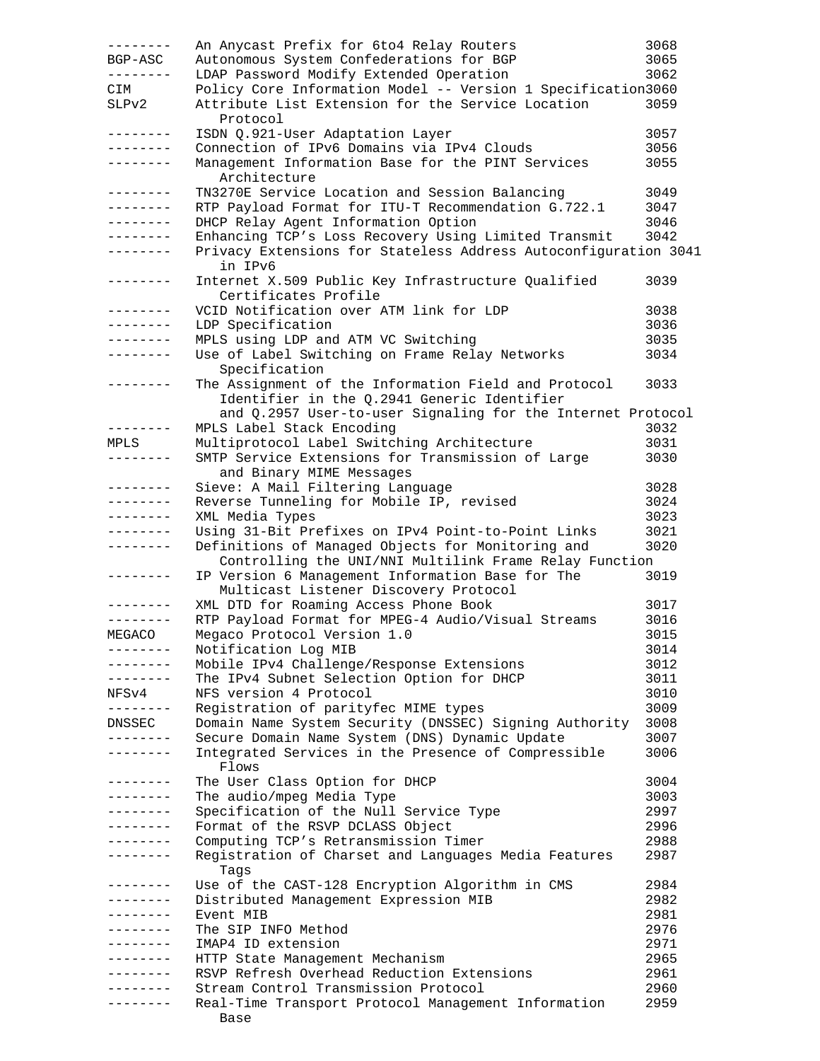```
--------  An Anycast Prefix for 6to4 Relay Routers              3068
BGP-ASC   Autonomous System Confederations for BGP              3065
--------  LDAP Password Modify Extended Operation               3062
CIM       Policy Core Information Model -- Version 1 Specification3060
SLPv2     Attribute List Extension for the Service Location     3059
             Protocol
--------  ISDN Q.921-User Adaptation Layer                      3057
--------  Connection of IPv6 Domains via IPv4 Clouds            3056
--------  Management Information Base for the PINT Services     3055
             Architecture
--------  TN3270E Service Location and Session Balancing        3049
--------  RTP Payload Format for ITU-T Recommendation G.722.1   3047
--------  DHCP Relay Agent Information Option                   3046
--------  Enhancing TCP's Loss Recovery Using Limited Transmit  3042
--------  Privacy Extensions for Stateless Address Autoconfiguration 3041
             in IPv6
--------  Internet X.509 Public Key Infrastructure Qualified    3039
             Certificates Profile
--------  VCID Notification over ATM link for LDP               3038
--------  LDP Specification                                     3036
--------  MPLS using LDP and ATM VC Switching                   3035
--------  Use of Label Switching on Frame Relay Networks         3034
             Specification
--------  The Assignment of the Information Field and Protocol  3033
             Identifier in the Q.2941 Generic Identifier
             and Q.2957 User-to-user Signaling for the Internet Protocol
--------  MPLS Label Stack Encoding                             3032
MPLS      Multiprotocol Label Switching Architecture            3031
--------  SMTP Service Extensions for Transmission of Large      3030
             and Binary MIME Messages
--------  Sieve: A Mail Filtering Language                      3028
--------  Reverse Tunneling for Mobile IP, revised              3024
--------  XML Media Types                                       3023
--------  Using 31-Bit Prefixes on IPv4 Point-to-Point Links    3021
--------  Definitions of Managed Objects for Monitoring and     3020
             Controlling the UNI/NNI Multilink Frame Relay Function
--------  IP Version 6 Management Information Base for The      3019
             Multicast Listener Discovery Protocol
--------  XML DTD for Roaming Access Phone Book                 3017
--------  RTP Payload Format for MPEG-4 Audio/Visual Streams    3016
MEGACO    Megaco Protocol Version 1.0                           3015
--------  Notification Log MIB                                  3014
--------  Mobile IPv4 Challenge/Response Extensions             3012
--------  The IPv4 Subnet Selection Option for DHCP             3011
NFSv4     NFS version 4 Protocol                                3010
--------  Registration of parityfec MIME types                  3009
DNSSEC    Domain Name System Security (DNSSEC) Signing Authority  3008
--------  Secure Domain Name System (DNS) Dynamic Update        3007
--------  Integrated Services in the Presence of Compressible   3006
             Flows
--------  The User Class Option for DHCP                        3004
--------  The audio/mpeg Media Type                             3003
--------  Specification of the Null Service Type                2997
--------  Format of the RSVP DCLASS Object                      2996
--------  Computing TCP's Retransmission Timer                  2988
--------  Registration of Charset and Languages Media Features   2987
             Tags
--------  Use of the CAST-128 Encryption Algorithm in CMS       2984
--------  Distributed Management Expression MIB                 2982
--------  Event MIB                                             2981
--------  The SIP INFO Method                                   2976
--------  IMAP4 ID extension                                    2971
--------  HTTP State Management Mechanism                       2965
--------  RSVP Refresh Overhead Reduction Extensions            2961
--------  Stream Control Transmission Protocol                  2960
--------  Real-Time Transport Protocol Management Information   2959
             Base
```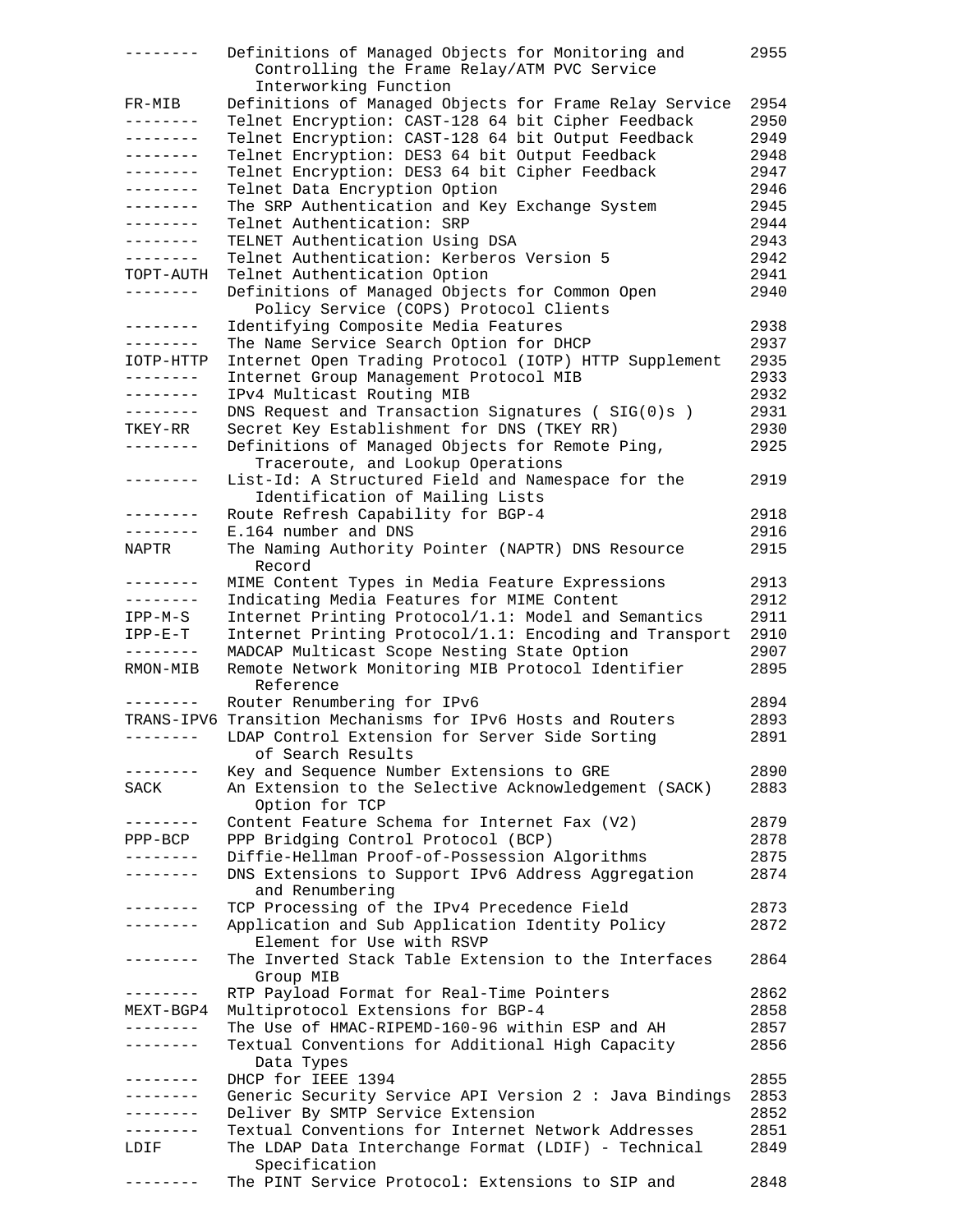```
--------   Definitions of Managed Objects for Monitoring and      2955
              Controlling the Frame Relay/ATM PVC Service
              Interworking Function
FR-MIB     Definitions of Managed Objects for Frame Relay Service  2954
--------   Telnet Encryption: CAST-128 64 bit Cipher Feedback     2950
--------   Telnet Encryption: CAST-128 64 bit Output Feedback     2949
--------   Telnet Encryption: DES3 64 bit Output Feedback         2948
--------   Telnet Encryption: DES3 64 bit Cipher Feedback         2947
--------   Telnet Data Encryption Option                          2946
--------   The SRP Authentication and Key Exchange System         2945
--------   Telnet Authentication: SRP                             2944
--------   TELNET Authentication Using DSA                        2943
--------   Telnet Authentication: Kerberos Version 5              2942
TOPT-AUTH  Telnet Authentication Option                           2941
--------   Definitions of Managed Objects for Common Open         2940
              Policy Service (COPS) Protocol Clients
--------   Identifying Composite Media Features                   2938
--------   The Name Service Search Option for DHCP                2937
IOTP-HTTP  Internet Open Trading Protocol (IOTP) HTTP Supplement  2935
--------   Internet Group Management Protocol MIB                 2933
--------   IPv4 Multicast Routing MIB                             2932
--------   DNS Request and Transaction Signatures ( SIG(0)s )     2931
TKEY-RR    Secret Key Establishment for DNS (TKEY RR)             2930
--------   Definitions of Managed Objects for Remote Ping,        2925
              Traceroute, and Lookup Operations
--------   List-Id: A Structured Field and Namespace for the      2919
              Identification of Mailing Lists
--------   Route Refresh Capability for BGP-4                     2918
--------   E.164 number and DNS                                   2916
NAPTR      The Naming Authority Pointer (NAPTR) DNS Resource      2915
              Record
--------   MIME Content Types in Media Feature Expressions        2913
--------   Indicating Media Features for MIME Content             2912
IPP-M-S    Internet Printing Protocol/1.1: Model and Semantics    2911
IPP-E-T    Internet Printing Protocol/1.1: Encoding and Transport 2910
--------   MADCAP Multicast Scope Nesting State Option            2907
RMON-MIB   Remote Network Monitoring MIB Protocol Identifier      2895
              Reference
--------   Router Renumbering for IPv6                            2894
TRANS-IPV6 Transition Mechanisms for IPv6 Hosts and Routers       2893
--------   LDAP Control Extension for Server Side Sorting         2891
              of Search Results
--------   Key and Sequence Number Extensions to GRE              2890
SACK       An Extension to the Selective Acknowledgement (SACK)   2883
              Option for TCP
--------   Content Feature Schema for Internet Fax (V2)           2879
PPP-BCP    PPP Bridging Control Protocol (BCP)                    2878
--------   Diffie-Hellman Proof-of-Possession Algorithms          2875
--------   DNS Extensions to Support IPv6 Address Aggregation     2874
              and Renumbering
--------   TCP Processing of the IPv4 Precedence Field            2873
--------   Application and Sub Application Identity Policy        2872
              Element for Use with RSVP
--------   The Inverted Stack Table Extension to the Interfaces   2864
              Group MIB
--------   RTP Payload Format for Real-Time Pointers              2862
MEXT-BGP4  Multiprotocol Extensions for BGP-4                     2858
--------   The Use of HMAC-RIPEMD-160-96 within ESP and AH        2857
--------   Textual Conventions for Additional High Capacity       2856
              Data Types
--------   DHCP for IEEE 1394                                     2855
--------   Generic Security Service API Version 2 : Java Bindings 2853
--------   Deliver By SMTP Service Extension                      2852
--------   Textual Conventions for Internet Network Addresses     2851
LDIF       The LDAP Data Interchange Format (LDIF) - Technical    2849
              Specification
--------   The PINT Service Protocol: Extensions to SIP and       2848
```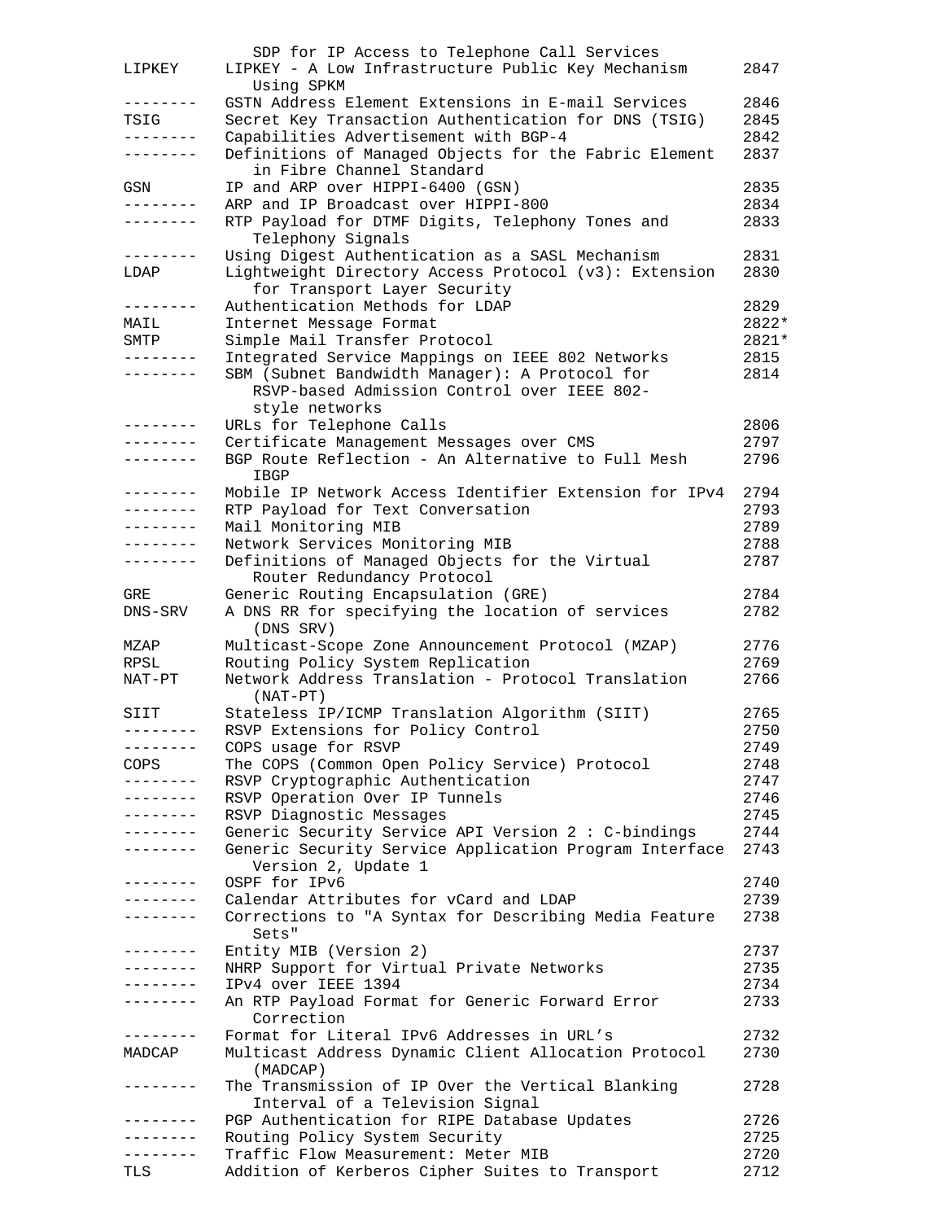```
             SDP for IP Access to Telephone Call Services
LIPKEY     LIPKEY - A Low Infrastructure Public Key Mechanism     2847
             Using SPKM
--------   GSTN Address Element Extensions in E-mail Services     2846
TSIG       Secret Key Transaction Authentication for DNS (TSIG)   2845
--------   Capabilities Advertisement with BGP-4                  2842
--------   Definitions of Managed Objects for the Fabric Element  2837
             in Fibre Channel Standard
GSN        IP and ARP over HIPPI-6400 (GSN)                       2835
--------   ARP and IP Broadcast over HIPPI-800                    2834
--------   RTP Payload for DTMF Digits, Telephony Tones and       2833
             Telephony Signals
--------   Using Digest Authentication as a SASL Mechanism        2831
LDAP       Lightweight Directory Access Protocol (v3): Extension  2830
             for Transport Layer Security
--------   Authentication Methods for LDAP                        2829
MAIL       Internet Message Format                                2822*
SMTP       Simple Mail Transfer Protocol                          2821*
--------   Integrated Service Mappings on IEEE 802 Networks       2815
--------   SBM (Subnet Bandwidth Manager): A Protocol for         2814
             RSVP-based Admission Control over IEEE 802-
             style networks
--------   URLs for Telephone Calls                               2806
--------   Certificate Management Messages over CMS               2797
--------   BGP Route Reflection - An Alternative to Full Mesh     2796
             IBGP
--------   Mobile IP Network Access Identifier Extension for IPv4 2794
--------   RTP Payload for Text Conversation                      2793
--------   Mail Monitoring MIB                                    2789
--------   Network Services Monitoring MIB                        2788
--------   Definitions of Managed Objects for the Virtual         2787
             Router Redundancy Protocol
GRE        Generic Routing Encapsulation (GRE)                    2784
DNS-SRV    A DNS RR for specifying the location of services       2782
             (DNS SRV)
MZAP       Multicast-Scope Zone Announcement Protocol (MZAP)      2776
RPSL       Routing Policy System Replication                      2769
NAT-PT     Network Address Translation - Protocol Translation     2766
             (NAT-PT)
SIIT       Stateless IP/ICMP Translation Algorithm (SIIT)         2765
--------   RSVP Extensions for Policy Control                     2750
--------   COPS usage for RSVP                                    2749
COPS       The COPS (Common Open Policy Service) Protocol         2748
--------   RSVP Cryptographic Authentication                      2747
--------   RSVP Operation Over IP Tunnels                         2746
--------   RSVP Diagnostic Messages                               2745
--------   Generic Security Service API Version 2 : C-bindings    2744
--------   Generic Security Service Application Program Interface 2743
             Version 2, Update 1
--------   OSPF for IPv6                                          2740
--------   Calendar Attributes for vCard and LDAP                 2739
--------   Corrections to "A Syntax for Describing Media Feature  2738
             Sets"
--------   Entity MIB (Version 2)                                 2737
--------   NHRP Support for Virtual Private Networks              2735
--------   IPv4 over IEEE 1394                                    2734
--------   An RTP Payload Format for Generic Forward Error        2733
             Correction
--------   Format for Literal IPv6 Addresses in URL's             2732
MADCAP     Multicast Address Dynamic Client Allocation Protocol   2730
             (MADCAP)
--------   The Transmission of IP Over the Vertical Blanking      2728
             Interval of a Television Signal
--------   PGP Authentication for RIPE Database Updates           2726
--------   Routing Policy System Security                          2725
--------   Traffic Flow Measurement: Meter MIB                    2720
TLS        Addition of Kerberos Cipher Suites to Transport        2712
```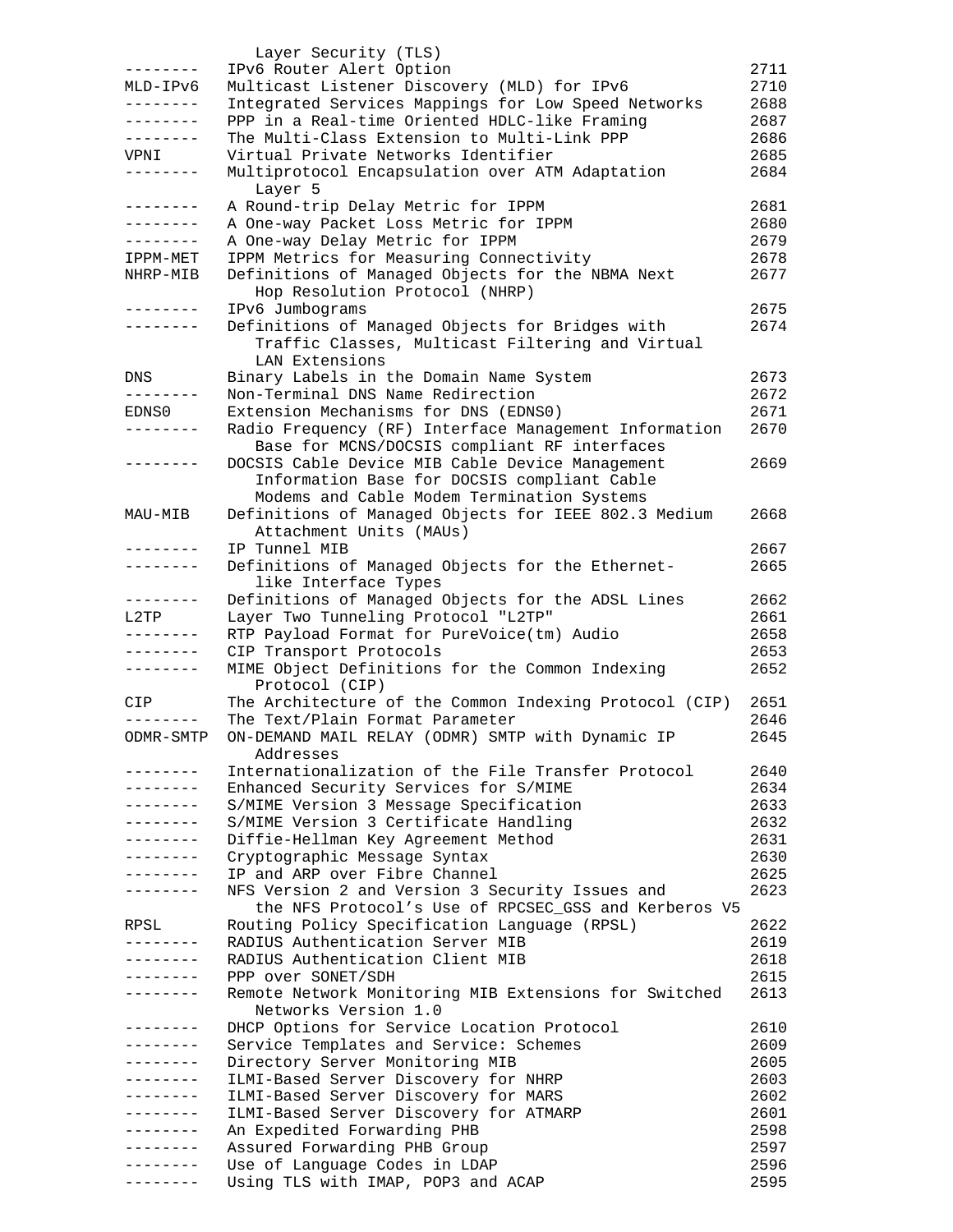```
              Layer Security (TLS)
--------  IPv6 Router Alert Option                            2711
MLD-IPv6  Multicast Listener Discovery (MLD) for IPv6         2710
--------  Integrated Services Mappings for Low Speed Networks 2688
--------  PPP in a Real-time Oriented HDLC-like Framing       2687
--------  The Multi-Class Extension to Multi-Link PPP         2686
VPNI      Virtual Private Networks Identifier                 2685
--------  Multiprotocol Encapsulation over ATM Adaptation     2684
             Layer 5
--------  A Round-trip Delay Metric for IPPM                  2681
--------  A One-way Packet Loss Metric for IPPM               2680
--------  A One-way Delay Metric for IPPM                     2679
IPPM-MET  IPPM Metrics for Measuring Connectivity             2678
NHRP-MIB  Definitions of Managed Objects for the NBMA Next    2677
             Hop Resolution Protocol (NHRP)
--------  IPv6 Jumbograms                                     2675
--------  Definitions of Managed Objects for Bridges with     2674
             Traffic Classes, Multicast Filtering and Virtual
             LAN Extensions
DNS       Binary Labels in the Domain Name System             2673
--------  Non-Terminal DNS Name Redirection                   2672
EDNS0     Extension Mechanisms for DNS (EDNS0)                2671
--------  Radio Frequency (RF) Interface Management Information 2670
             Base for MCNS/DOCSIS compliant RF interfaces
--------  DOCSIS Cable Device MIB Cable Device Management     2669
             Information Base for DOCSIS compliant Cable
             Modems and Cable Modem Termination Systems
MAU-MIB   Definitions of Managed Objects for IEEE 802.3 Medium 2668
             Attachment Units (MAUs)
--------  IP Tunnel MIB                                       2667
--------  Definitions of Managed Objects for the Ethernet-    2665
             like Interface Types
--------  Definitions of Managed Objects for the ADSL Lines   2662
L2TP      Layer Two Tunneling Protocol "L2TP"                 2661
--------  RTP Payload Format for PureVoice(tm) Audio          2658
--------  CIP Transport Protocols                             2653
--------  MIME Object Definitions for the Common Indexing     2652
             Protocol (CIP)
CIP       The Architecture of the Common Indexing Protocol (CIP) 2651
--------  The Text/Plain Format Parameter                     2646
ODMR-SMTP ON-DEMAND MAIL RELAY (ODMR) SMTP with Dynamic IP    2645
             Addresses
--------  Internationalization of the File Transfer Protocol 2640
--------  Enhanced Security Services for S/MIME               2634
--------  S/MIME Version 3 Message Specification              2633
--------  S/MIME Version 3 Certificate Handling               2632
--------  Diffie-Hellman Key Agreement Method                 2631
--------  Cryptographic Message Syntax                        2630
--------  IP and ARP over Fibre Channel                       2625
--------  NFS Version 2 and Version 3 Security Issues and     2623
             the NFS Protocol's Use of RPCSEC_GSS and Kerberos V5
RPSL      Routing Policy Specification Language (RPSL)        2622
--------  RADIUS Authentication Server MIB                    2619
--------  RADIUS Authentication Client MIB                    2618
--------  PPP over SONET/SDH                                  2615
--------  Remote Network Monitoring MIB Extensions for Switched 2613
             Networks Version 1.0
--------  DHCP Options for Service Location Protocol          2610
--------  Service Templates and Service: Schemes              2609
--------  Directory Server Monitoring MIB                     2605
--------  ILMI-Based Server Discovery for NHRP                2603
--------  ILMI-Based Server Discovery for MARS                2602
--------  ILMI-Based Server Discovery for ATMARP              2601
--------  An Expedited Forwarding PHB                         2598
--------  Assured Forwarding PHB Group                        2597
--------  Use of Language Codes in LDAP                      2596
--------  Using TLS with IMAP, POP3 and ACAP                  2595
```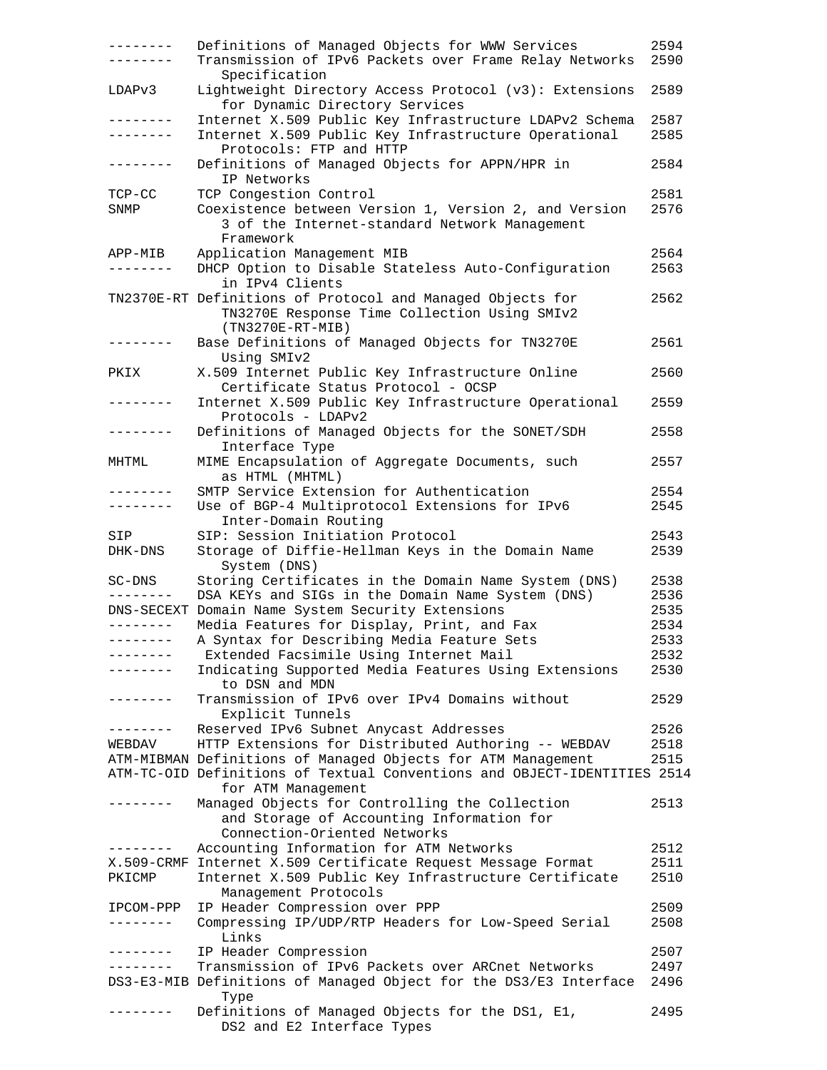```
--------  Definitions of Managed Objects for WWW Services          2594
--------  Transmission of IPv6 Packets over Frame Relay Networks  2590
             Specification
LDAPv3    Lightweight Directory Access Protocol (v3): Extensions  2589
             for Dynamic Directory Services
--------  Internet X.509 Public Key Infrastructure LDAPv2 Schema  2587
--------  Internet X.509 Public Key Infrastructure Operational    2585
             Protocols: FTP and HTTP
--------  Definitions of Managed Objects for APPN/HPR in          2584
             IP Networks
TCP-CC    TCP Congestion Control                                  2581
SNMP      Coexistence between Version 1, Version 2, and Version   2576
             3 of the Internet-standard Network Management
             Framework
APP-MIB   Application Management MIB                              2564
--------  DHCP Option to Disable Stateless Auto-Configuration     2563
             in IPv4 Clients
TN2370E-RT Definitions of Protocol and Managed Objects for        2562
             TN3270E Response Time Collection Using SMIv2
             (TN3270E-RT-MIB)
--------  Base Definitions of Managed Objects for TN3270E         2561
             Using SMIv2
PKIX      X.509 Internet Public Key Infrastructure Online         2560
             Certificate Status Protocol - OCSP
--------  Internet X.509 Public Key Infrastructure Operational    2559
             Protocols - LDAPv2
--------  Definitions of Managed Objects for the SONET/SDH        2558
             Interface Type
MHTML     MIME Encapsulation of Aggregate Documents, such         2557
             as HTML (MHTML)
--------  SMTP Service Extension for Authentication               2554
--------  Use of BGP-4 Multiprotocol Extensions for IPv6          2545
             Inter-Domain Routing
SIP       SIP: Session Initiation Protocol                        2543
DHK-DNS   Storage of Diffie-Hellman Keys in the Domain Name       2539
             System (DNS)
SC-DNS    Storing Certificates in the Domain Name System (DNS)    2538
--------  DSA KEYs and SIGs in the Domain Name System (DNS)       2536
DNS-SECEXT Domain Name System Security Extensions                 2535
--------  Media Features for Display, Print, and Fax              2534
--------  A Syntax for Describing Media Feature Sets              2533
--------   Extended Facsimile Using Internet Mail                 2532
--------  Indicating Supported Media Features Using Extensions    2530
             to DSN and MDN
--------  Transmission of IPv6 over IPv4 Domains without          2529
             Explicit Tunnels
--------  Reserved IPv6 Subnet Anycast Addresses                  2526
WEBDAV    HTTP Extensions for Distributed Authoring -- WEBDAV     2518
ATM-MIBMAN Definitions of Managed Objects for ATM Management      2515
ATM-TC-OID Definitions of Textual Conventions and OBJECT-IDENTITIES 2514
             for ATM Management
--------  Managed Objects for Controlling the Collection          2513
             and Storage of Accounting Information for
             Connection-Oriented Networks
--------  Accounting Information for ATM Networks                 2512
X.509-CRMF Internet X.509 Certificate Request Message Format      2511
PKICMP    Internet X.509 Public Key Infrastructure Certificate    2510
             Management Protocols
IPCOM-PPP  IP Header Compression over PPP                         2509
--------  Compressing IP/UDP/RTP Headers for Low-Speed Serial     2508
             Links
--------  IP Header Compression                                   2507
--------  Transmission of IPv6 Packets over ARCnet Networks       2497
DS3-E3-MIB Definitions of Managed Object for the DS3/E3 Interface  2496
             Type
--------  Definitions of Managed Objects for the DS1, E1,         2495
             DS2 and E2 Interface Types
```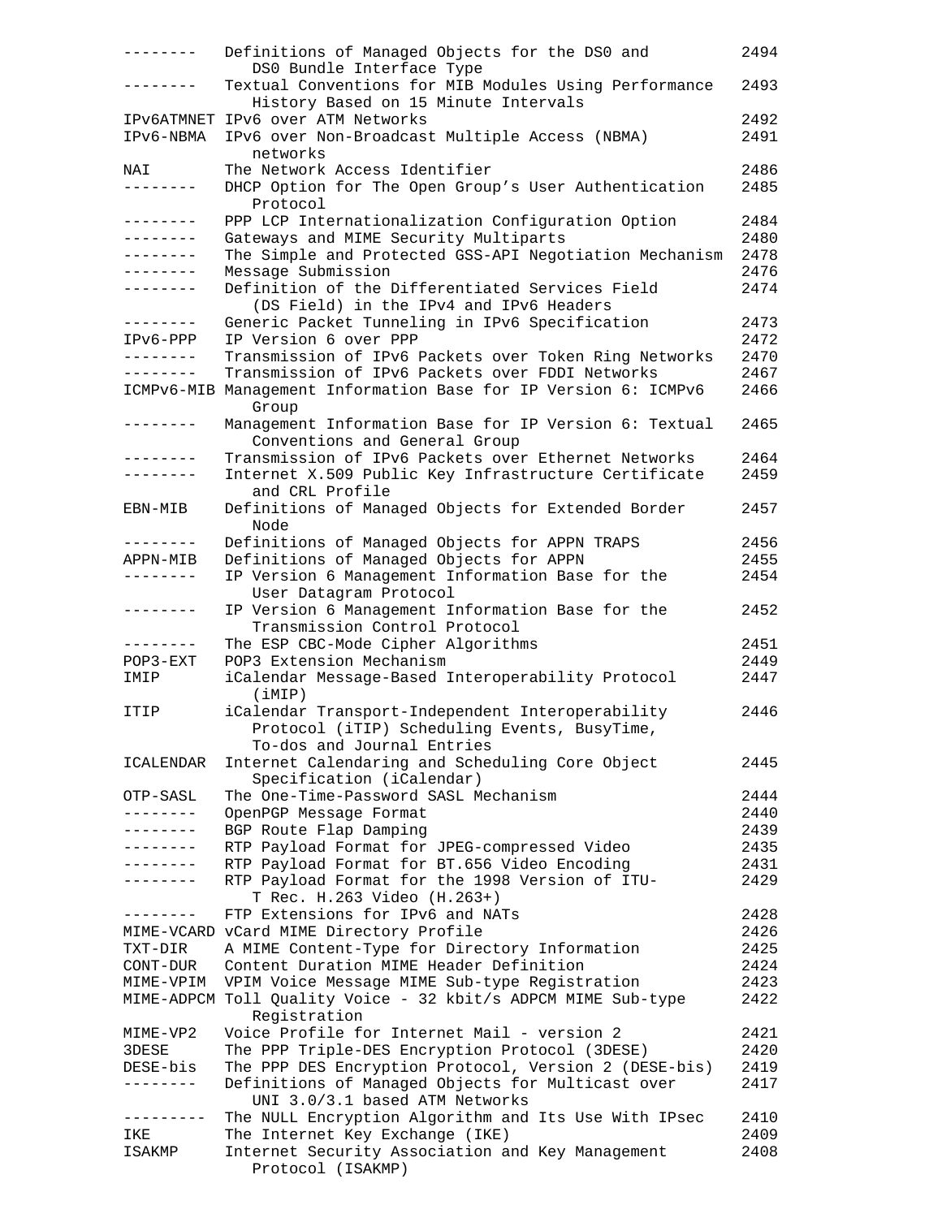```
--------   Definitions of Managed Objects for the DS0 and       2494
              DS0 Bundle Interface Type
--------   Textual Conventions for MIB Modules Using Performance  2493
              History Based on 15 Minute Intervals
IPv6ATMNET IPv6 over ATM Networks                                 2492
IPv6-NBMA  IPv6 over Non-Broadcast Multiple Access (NBMA)         2491
              networks
NAI        The Network Access Identifier                          2486
--------   DHCP Option for The Open Group's User Authentication   2485
              Protocol
--------   PPP LCP Internationalization Configuration Option      2484
--------   Gateways and MIME Security Multiparts                  2480
--------   The Simple and Protected GSS-API Negotiation Mechanism 2478
--------   Message Submission                                     2476
--------   Definition of the Differentiated Services Field        2474
              (DS Field) in the IPv4 and IPv6 Headers
--------   Generic Packet Tunneling in IPv6 Specification         2473
IPv6-PPP   IP Version 6 over PPP                                  2472
--------   Transmission of IPv6 Packets over Token Ring Networks  2470
--------   Transmission of IPv6 Packets over FDDI Networks        2467
ICMPv6-MIB Management Information Base for IP Version 6: ICMPv6   2466
              Group
--------   Management Information Base for IP Version 6: Textual  2465
              Conventions and General Group
--------   Transmission of IPv6 Packets over Ethernet Networks    2464
--------   Internet X.509 Public Key Infrastructure Certificate   2459
              and CRL Profile
EBN-MIB    Definitions of Managed Objects for Extended Border     2457
              Node
--------   Definitions of Managed Objects for APPN TRAPS          2456
APPN-MIB   Definitions of Managed Objects for APPN                2455
--------   IP Version 6 Management Information Base for the       2454
              User Datagram Protocol
--------   IP Version 6 Management Information Base for the       2452
              Transmission Control Protocol
--------   The ESP CBC-Mode Cipher Algorithms                     2451
POP3-EXT   POP3 Extension Mechanism                               2449
IMIP       iCalendar Message-Based Interoperability Protocol      2447
              (iMIP)
ITIP       iCalendar Transport-Independent Interoperability       2446
              Protocol (iTIP) Scheduling Events, BusyTime,
              To-dos and Journal Entries
ICALENDAR  Internet Calendaring and Scheduling Core Object        2445
              Specification (iCalendar)
OTP-SASL   The One-Time-Password SASL Mechanism                   2444
--------   OpenPGP Message Format                                 2440
--------   BGP Route Flap Damping                                 2439
--------   RTP Payload Format for JPEG-compressed Video           2435
--------   RTP Payload Format for BT.656 Video Encoding           2431
--------   RTP Payload Format for the 1998 Version of ITU-        2429
              T Rec. H.263 Video (H.263+)
--------   FTP Extensions for IPv6 and NATs                       2428
MIME-VCARD vCard MIME Directory Profile                           2426
TXT-DIR    A MIME Content-Type for Directory Information          2425
CONT-DUR   Content Duration MIME Header Definition                2424
MIME-VPIM  VPIM Voice Message MIME Sub-type Registration          2423
MIME-ADPCM Toll Quality Voice - 32 kbit/s ADPCM MIME Sub-type     2422
              Registration
MIME-VP2   Voice Profile for Internet Mail - version 2            2421
3DESE      The PPP Triple-DES Encryption Protocol (3DESE)         2420
DESE-bis   The PPP DES Encryption Protocol, Version 2 (DESE-bis)  2419
--------   Definitions of Managed Objects for Multicast over      2417
              UNI 3.0/3.1 based ATM Networks
---------  The NULL Encryption Algorithm and Its Use With IPsec   2410
IKE        The Internet Key Exchange (IKE)                        2409
ISAKMP     Internet Security Association and Key Management       2408
              Protocol (ISAKMP)
```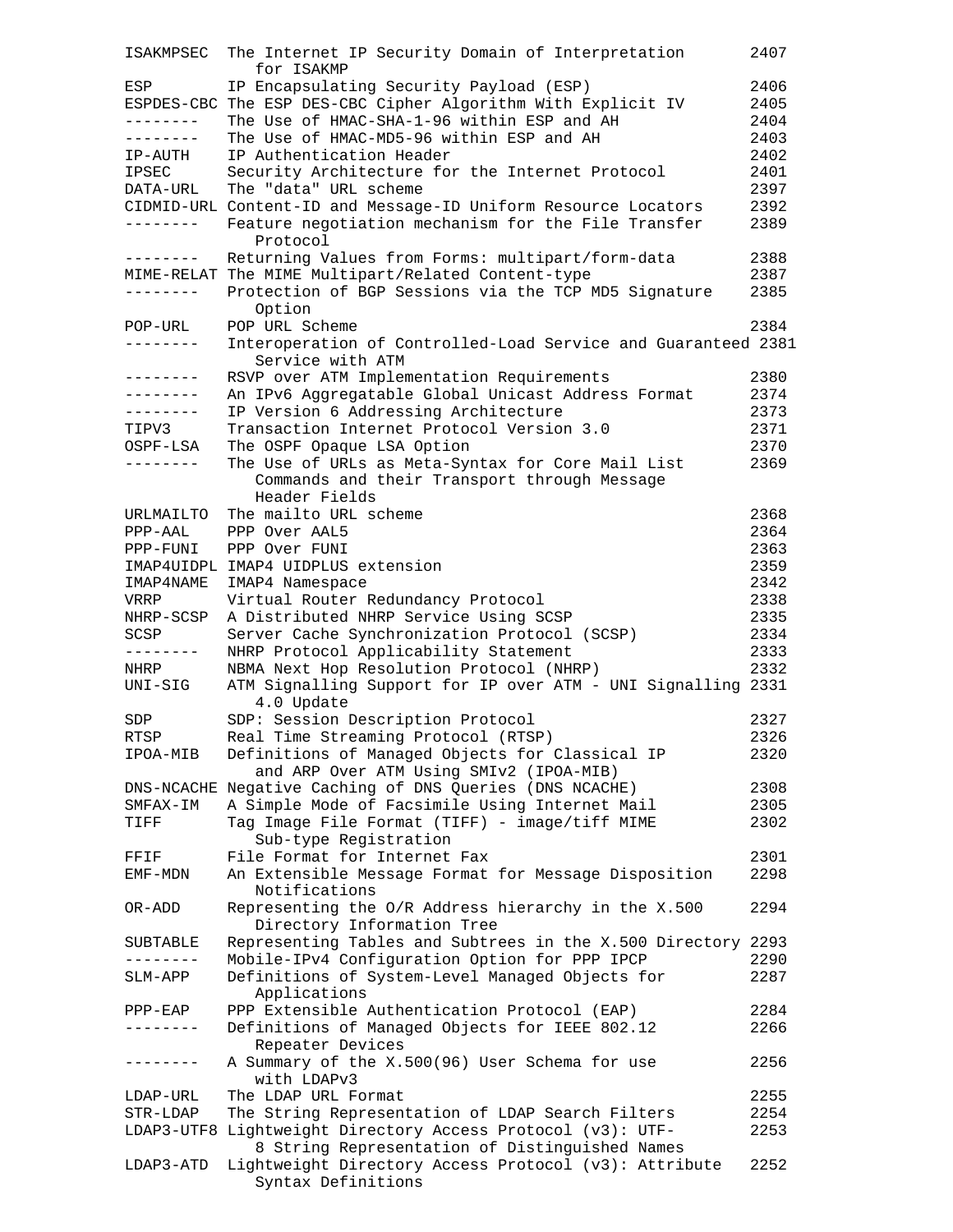```
ISAKMPSEC  The Internet IP Security Domain of Interpretation       2407
              for ISAKMP
ESP        IP Encapsulating Security Payload (ESP)                 2406
ESPDES-CBC The ESP DES-CBC Cipher Algorithm With Explicit IV       2405
--------   The Use of HMAC-SHA-1-96 within ESP and AH              2404
--------   The Use of HMAC-MD5-96 within ESP and AH                2403
IP-AUTH    IP Authentication Header                                2402
IPSEC      Security Architecture for the Internet Protocol         2401
DATA-URL   The "data" URL scheme                                   2397
CIDMID-URL Content-ID and Message-ID Uniform Resource Locators     2392
--------   Feature negotiation mechanism for the File Transfer     2389
              Protocol
--------   Returning Values from Forms: multipart/form-data        2388
MIME-RELAT The MIME Multipart/Related Content-type                 2387
--------   Protection of BGP Sessions via the TCP MD5 Signature    2385
              Option
POP-URL    POP URL Scheme                                          2384
--------   Interoperation of Controlled-Load Service and Guaranteed 2381
              Service with ATM
--------   RSVP over ATM Implementation Requirements               2380
--------   An IPv6 Aggregatable Global Unicast Address Format      2374
--------   IP Version 6 Addressing Architecture                    2373
TIPV3      Transaction Internet Protocol Version 3.0               2371
OSPF-LSA   The OSPF Opaque LSA Option                              2370
--------   The Use of URLs as Meta-Syntax for Core Mail List       2369
              Commands and their Transport through Message
              Header Fields
URLMAILTO  The mailto URL scheme                                   2368
PPP-AAL    PPP Over AAL5                                           2364
PPP-FUNI   PPP Over FUNI                                           2363
IMAP4UIDPL IMAP4 UIDPLUS extension                                 2359
IMAP4NAME  IMAP4 Namespace                                         2342
VRRP       Virtual Router Redundancy Protocol                      2338
NHRP-SCSP  A Distributed NHRP Service Using SCSP                   2335
SCSP       Server Cache Synchronization Protocol (SCSP)            2334
--------   NHRP Protocol Applicability Statement                   2333
NHRP       NBMA Next Hop Resolution Protocol (NHRP)                2332
UNI-SIG    ATM Signalling Support for IP over ATM - UNI Signalling 2331
              4.0 Update
SDP        SDP: Session Description Protocol                       2327
RTSP       Real Time Streaming Protocol (RTSP)                     2326
IPOA-MIB   Definitions of Managed Objects for Classical IP         2320
              and ARP Over ATM Using SMIv2 (IPOA-MIB)
DNS-NCACHE Negative Caching of DNS Queries (DNS NCACHE)            2308
SMFAX-IM   A Simple Mode of Facsimile Using Internet Mail          2305
TIFF       Tag Image File Format (TIFF) - image/tiff MIME          2302
              Sub-type Registration
FFIF       File Format for Internet Fax                            2301
EMF-MDN    An Extensible Message Format for Message Disposition    2298
              Notifications
OR-ADD     Representing the O/R Address hierarchy in the X.500     2294
              Directory Information Tree
SUBTABLE   Representing Tables and Subtrees in the X.500 Directory 2293
--------   Mobile-IPv4 Configuration Option for PPP IPCP           2290
SLM-APP    Definitions of System-Level Managed Objects for         2287
              Applications
PPP-EAP    PPP Extensible Authentication Protocol (EAP)            2284
--------   Definitions of Managed Objects for IEEE 802.12          2266
              Repeater Devices
--------   A Summary of the X.500(96) User Schema for use          2256
              with LDAPv3
LDAP-URL   The LDAP URL Format                                     2255
STR-LDAP   The String Representation of LDAP Search Filters        2254
LDAP3-UTF8 Lightweight Directory Access Protocol (v3): UTF-        2253
              8 String Representation of Distinguished Names
LDAP3-ATD  Lightweight Directory Access Protocol (v3): Attribute   2252
              Syntax Definitions
```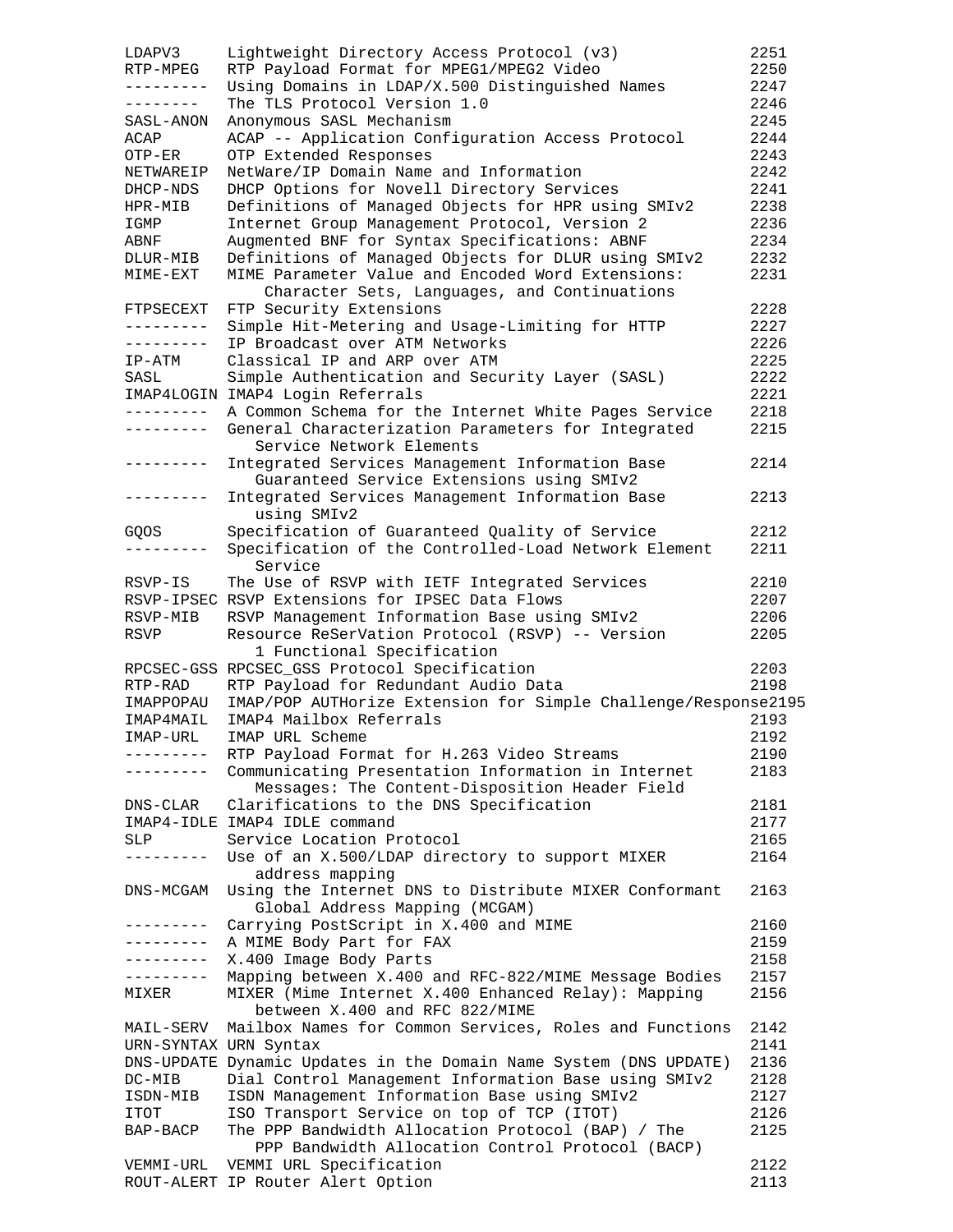```
LDAPV3     Lightweight Directory Access Protocol (v3)              2251
RTP-MPEG   RTP Payload Format for MPEG1/MPEG2 Video                2250
---------  Using Domains in LDAP/X.500 Distinguished Names         2247
--------   The TLS Protocol Version 1.0                            2246
SASL-ANON  Anonymous SASL Mechanism                                2245
ACAP       ACAP -- Application Configuration Access Protocol       2244
OTP-ER     OTP Extended Responses                                  2243
NETWAREIP  NetWare/IP Domain Name and Information                  2242
DHCP-NDS   DHCP Options for Novell Directory Services              2241
HPR-MIB    Definitions of Managed Objects for HPR using SMIv2      2238
IGMP       Internet Group Management Protocol, Version 2           2236
ABNF       Augmented BNF for Syntax Specifications: ABNF           2234
DLUR-MIB   Definitions of Managed Objects for DLUR using SMIv2     2232
MIME-EXT   MIME Parameter Value and Encoded Word Extensions:       2231
              Character Sets, Languages, and Continuations
FTPSECEXT  FTP Security Extensions                                 2228
---------  Simple Hit-Metering and Usage-Limiting for HTTP         2227
---------  IP Broadcast over ATM Networks                          2226
IP-ATM     Classical IP and ARP over ATM                           2225
SASL       Simple Authentication and Security Layer (SASL)         2222
IMAP4LOGIN IMAP4 Login Referrals                                   2221
---------  A Common Schema for the Internet White Pages Service    2218
---------  General Characterization Parameters for Integrated      2215
              Service Network Elements
---------  Integrated Services Management Information Base         2214
              Guaranteed Service Extensions using SMIv2
---------  Integrated Services Management Information Base         2213
              using SMIv2
GQOS       Specification of Guaranteed Quality of Service          2212
---------  Specification of the Controlled-Load Network Element    2211
              Service
RSVP-IS    The Use of RSVP with IETF Integrated Services           2210
RSVP-IPSEC RSVP Extensions for IPSEC Data Flows                    2207
RSVP-MIB   RSVP Management Information Base using SMIv2            2206
RSVP       Resource ReSerVation Protocol (RSVP) -- Version         2205
              1 Functional Specification
RPCSEC-GSS RPCSEC_GSS Protocol Specification                       2203
RTP-RAD    RTP Payload for Redundant Audio Data                    2198
IMAPPOPAU  IMAP/POP AUTHorize Extension for Simple Challenge/Response2195
IMAP4MAIL  IMAP4 Mailbox Referrals                                 2193
IMAP-URL   IMAP URL Scheme                                         2192
---------  RTP Payload Format for H.263 Video Streams              2190
---------  Communicating Presentation Information in Internet      2183
              Messages: The Content-Disposition Header Field
DNS-CLAR   Clarifications to the DNS Specification                 2181
IMAP4-IDLE IMAP4 IDLE command                                      2177
SLP        Service Location Protocol                               2165
---------  Use of an X.500/LDAP directory to support MIXER         2164
              address mapping
DNS-MCGAM  Using the Internet DNS to Distribute MIXER Conformant   2163
              Global Address Mapping (MCGAM)
---------  Carrying PostScript in X.400 and MIME                   2160
---------  A MIME Body Part for FAX                                2159
---------  X.400 Image Body Parts                                  2158
---------  Mapping between X.400 and RFC-822/MIME Message Bodies   2157
MIXER      MIXER (Mime Internet X.400 Enhanced Relay): Mapping     2156
              between X.400 and RFC 822/MIME
MAIL-SERV  Mailbox Names for Common Services, Roles and Functions  2142
URN-SYNTAX URN Syntax                                              2141
DNS-UPDATE Dynamic Updates in the Domain Name System (DNS UPDATE)  2136
DC-MIB     Dial Control Management Information Base using SMIv2    2128
ISDN-MIB   ISDN Management Information Base using SMIv2            2127
ITOT       ISO Transport Service on top of TCP (ITOT)              2126
BAP-BACP   The PPP Bandwidth Allocation Protocol (BAP) / The       2125
              PPP Bandwidth Allocation Control Protocol (BACP)
VEMMI-URL  VEMMI URL Specification                                 2122
ROUT-ALERT IP Router Alert Option                                  2113
```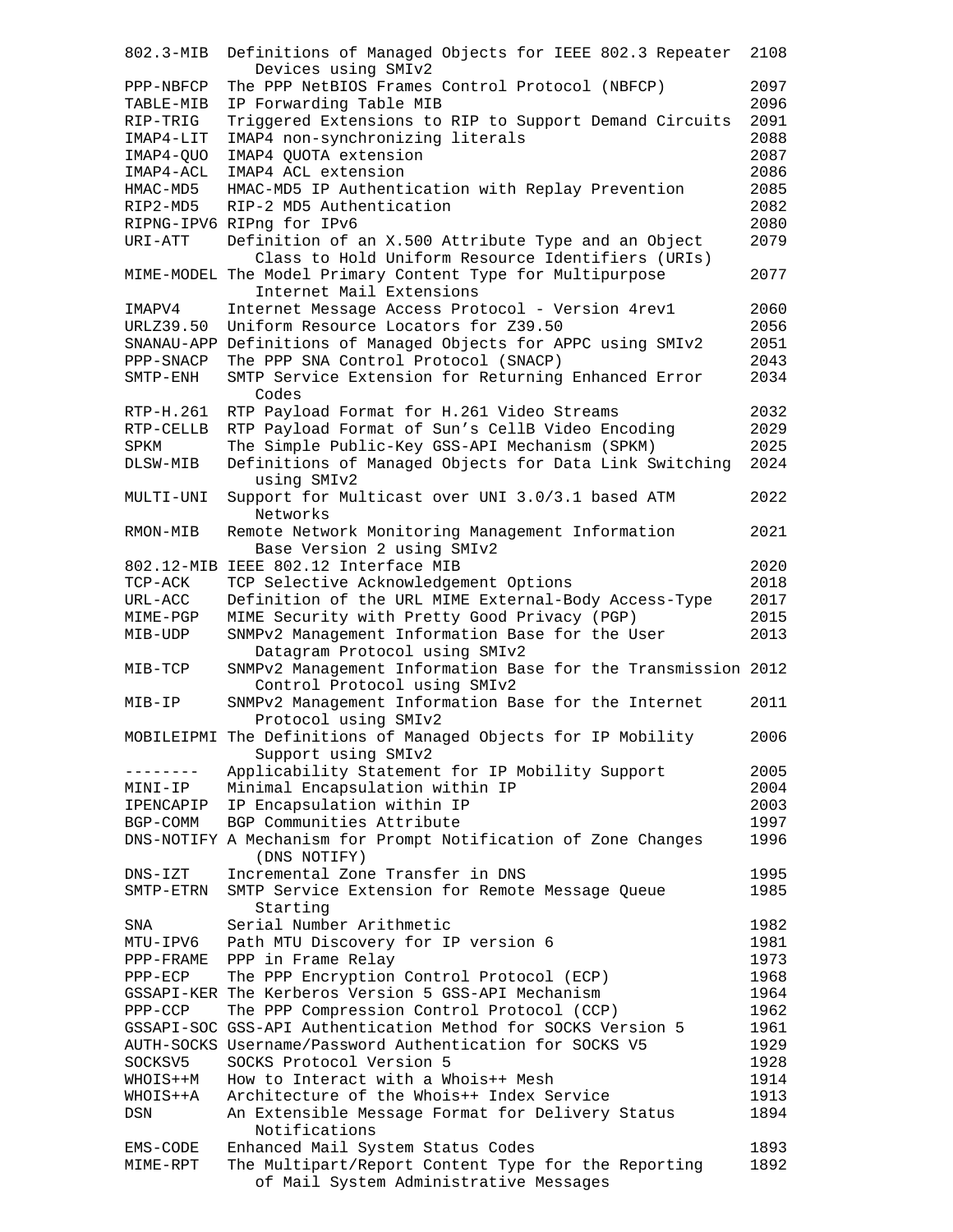| | | |
|---|---|---|
| 802.3-MIB | Definitions of Managed Objects for IEEE 802.3 Repeater Devices using SMIv2 | 2108 |
| PPP-NBFCP | The PPP NetBIOS Frames Control Protocol (NBFCP) | 2097 |
| TABLE-MIB | IP Forwarding Table MIB | 2096 |
| RIP-TRIG | Triggered Extensions to RIP to Support Demand Circuits | 2091 |
| IMAP4-LIT | IMAP4 non-synchronizing literals | 2088 |
| IMAP4-QUO | IMAP4 QUOTA extension | 2087 |
| IMAP4-ACL | IMAP4 ACL extension | 2086 |
| HMAC-MD5 | HMAC-MD5 IP Authentication with Replay Prevention | 2085 |
| RIP2-MD5 | RIP-2 MD5 Authentication | 2082 |
| RIPNG-IPV6 | RIPng for IPv6 | 2080 |
| URI-ATT | Definition of an X.500 Attribute Type and an Object Class to Hold Uniform Resource Identifiers (URIs) | 2079 |
| MIME-MODEL | The Model Primary Content Type for Multipurpose Internet Mail Extensions | 2077 |
| IMAPV4 | Internet Message Access Protocol - Version 4rev1 | 2060 |
| URLZ39.50 | Uniform Resource Locators for Z39.50 | 2056 |
| SNANAU-APP | Definitions of Managed Objects for APPC using SMIv2 | 2051 |
| PPP-SNACP | The PPP SNA Control Protocol (SNACP) | 2043 |
| SMTP-ENH | SMTP Service Extension for Returning Enhanced Error Codes | 2034 |
| RTP-H.261 | RTP Payload Format for H.261 Video Streams | 2032 |
| RTP-CELLB | RTP Payload Format of Sun's CellB Video Encoding | 2029 |
| SPKM | The Simple Public-Key GSS-API Mechanism (SPKM) | 2025 |
| DLSW-MIB | Definitions of Managed Objects for Data Link Switching using SMIv2 | 2024 |
| MULTI-UNI | Support for Multicast over UNI 3.0/3.1 based ATM Networks | 2022 |
| RMON-MIB | Remote Network Monitoring Management Information Base Version 2 using SMIv2 | 2021 |
| 802.12-MIB | IEEE 802.12 Interface MIB | 2020 |
| TCP-ACK | TCP Selective Acknowledgement Options | 2018 |
| URL-ACC | Definition of the URL MIME External-Body Access-Type | 2017 |
| MIME-PGP | MIME Security with Pretty Good Privacy (PGP) | 2015 |
| MIB-UDP | SNMPv2 Management Information Base for the User Datagram Protocol using SMIv2 | 2013 |
| MIB-TCP | SNMPv2 Management Information Base for the Transmission Control Protocol using SMIv2 | 2012 |
| MIB-IP | SNMPv2 Management Information Base for the Internet Protocol using SMIv2 | 2011 |
| MOBILEIPMI | The Definitions of Managed Objects for IP Mobility Support using SMIv2 | 2006 |
| -------- | Applicability Statement for IP Mobility Support | 2005 |
| MINI-IP | Minimal Encapsulation within IP | 2004 |
| IPENCAPIP | IP Encapsulation within IP | 2003 |
| BGP-COMM | BGP Communities Attribute | 1997 |
| DNS-NOTIFY | A Mechanism for Prompt Notification of Zone Changes (DNS NOTIFY) | 1996 |
| DNS-IZT | Incremental Zone Transfer in DNS | 1995 |
| SMTP-ETRN | SMTP Service Extension for Remote Message Queue Starting | 1985 |
| SNA | Serial Number Arithmetic | 1982 |
| MTU-IPV6 | Path MTU Discovery for IP version 6 | 1981 |
| PPP-FRAME | PPP in Frame Relay | 1973 |
| PPP-ECP | The PPP Encryption Control Protocol (ECP) | 1968 |
| GSSAPI-KER | The Kerberos Version 5 GSS-API Mechanism | 1964 |
| PPP-CCP | The PPP Compression Control Protocol (CCP) | 1962 |
| GSSAPI-SOC | GSS-API Authentication Method for SOCKS Version 5 | 1961 |
| AUTH-SOCKS | Username/Password Authentication for SOCKS V5 | 1929 |
| SOCKSV5 | SOCKS Protocol Version 5 | 1928 |
| WHOIS++M | How to Interact with a Whois++ Mesh | 1914 |
| WHOIS++A | Architecture of the Whois++ Index Service | 1913 |
| DSN | An Extensible Message Format for Delivery Status Notifications | 1894 |
| EMS-CODE | Enhanced Mail System Status Codes | 1893 |
| MIME-RPT | The Multipart/Report Content Type for the Reporting of Mail System Administrative Messages | 1892 |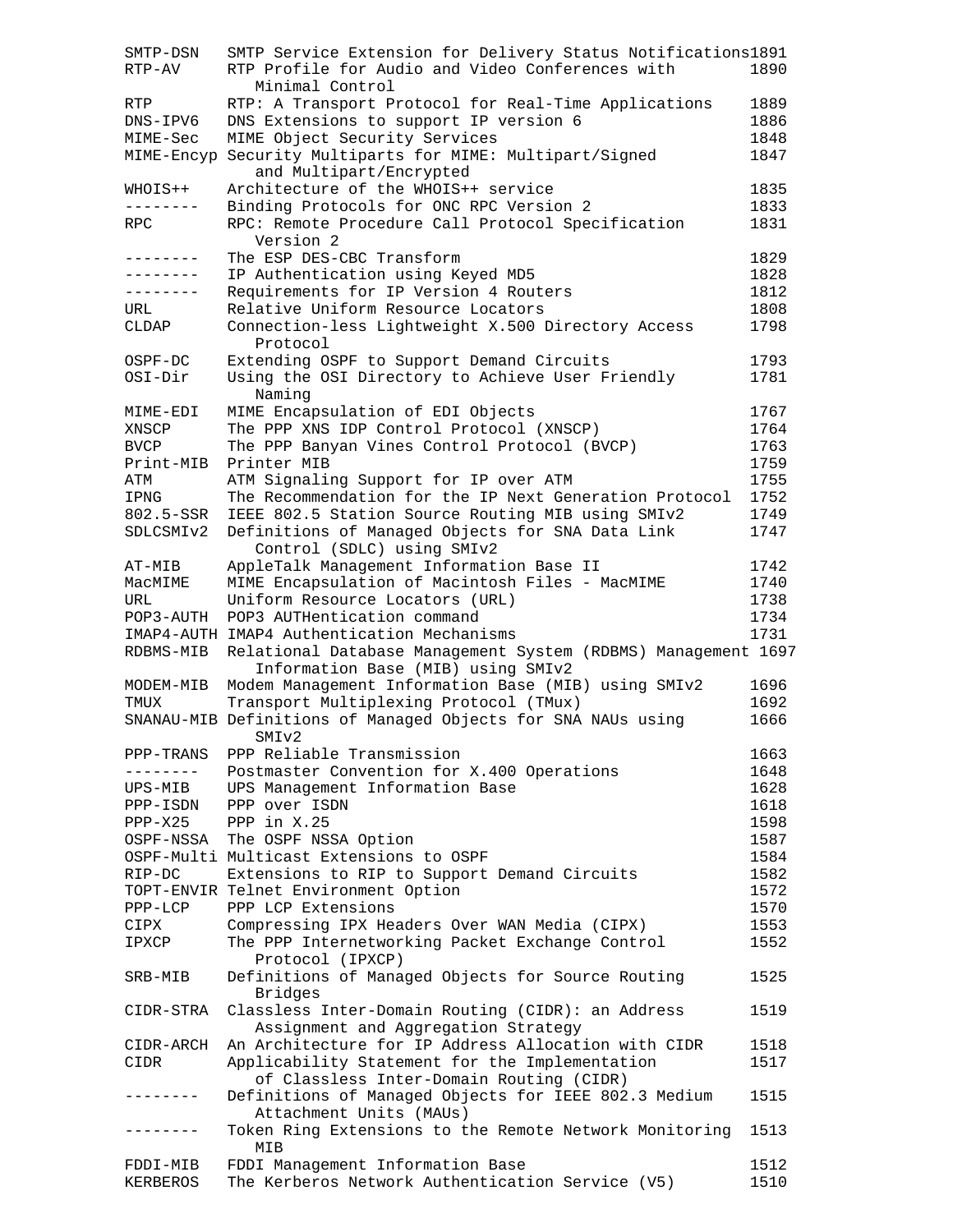```
SMTP-DSN   SMTP Service Extension for Delivery Status Notifications1891
RTP-AV     RTP Profile for Audio and Video Conferences with         1890
              Minimal Control
RTP        RTP: A Transport Protocol for Real-Time Applications     1889
DNS-IPV6   DNS Extensions to support IP version 6                   1886
MIME-Sec   MIME Object Security Services                            1848
MIME-Encyp Security Multiparts for MIME: Multipart/Signed           1847
              and Multipart/Encrypted
WHOIS++    Architecture of the WHOIS++ service                      1835
--------   Binding Protocols for ONC RPC Version 2                  1833
RPC        RPC: Remote Procedure Call Protocol Specification        1831
              Version 2
--------   The ESP DES-CBC Transform                                1829
--------   IP Authentication using Keyed MD5                        1828
--------   Requirements for IP Version 4 Routers                    1812
URL        Relative Uniform Resource Locators                       1808
CLDAP      Connection-less Lightweight X.500 Directory Access       1798
              Protocol
OSPF-DC    Extending OSPF to Support Demand Circuits                1793
OSI-Dir    Using the OSI Directory to Achieve User Friendly         1781
              Naming
MIME-EDI   MIME Encapsulation of EDI Objects                        1767
XNSCP      The PPP XNS IDP Control Protocol (XNSCP)                 1764
BVCP       The PPP Banyan Vines Control Protocol (BVCP)             1763
Print-MIB  Printer MIB                                              1759
ATM        ATM Signaling Support for IP over ATM                    1755
IPNG       The Recommendation for the IP Next Generation Protocol   1752
802.5-SSR  IEEE 802.5 Station Source Routing MIB using SMIv2        1749
SDLCSMIv2  Definitions of Managed Objects for SNA Data Link         1747
              Control (SDLC) using SMIv2
AT-MIB     AppleTalk Management Information Base II                 1742
MacMIME    MIME Encapsulation of Macintosh Files - MacMIME          1740
URL        Uniform Resource Locators (URL)                          1738
POP3-AUTH  POP3 AUTHentication command                              1734
IMAP4-AUTH IMAP4 Authentication Mechanisms                          1731
RDBMS-MIB  Relational Database Management System (RDBMS) Management 1697
              Information Base (MIB) using SMIv2
MODEM-MIB  Modem Management Information Base (MIB) using SMIv2      1696
TMUX       Transport Multiplexing Protocol (TMux)                   1692
SNANAU-MIB Definitions of Managed Objects for SNA NAUs using        1666
              SMIv2
PPP-TRANS  PPP Reliable Transmission                                1663
--------   Postmaster Convention for X.400 Operations               1648
UPS-MIB    UPS Management Information Base                          1628
PPP-ISDN   PPP over ISDN                                            1618
PPP-X25    PPP in X.25                                              1598
OSPF-NSSA  The OSPF NSSA Option                                     1587
OSPF-Multi Multicast Extensions to OSPF                             1584
RIP-DC     Extensions to RIP to Support Demand Circuits             1582
TOPT-ENVIR Telnet Environment Option                                1572
PPP-LCP    PPP LCP Extensions                                       1570
CIPX       Compressing IPX Headers Over WAN Media (CIPX)            1553
IPXCP      The PPP Internetworking Packet Exchange Control          1552
              Protocol (IPXCP)
SRB-MIB    Definitions of Managed Objects for Source Routing        1525
              Bridges
CIDR-STRA  Classless Inter-Domain Routing (CIDR): an Address        1519
              Assignment and Aggregation Strategy
CIDR-ARCH  An Architecture for IP Address Allocation with CIDR      1518
CIDR       Applicability Statement for the Implementation           1517
              of Classless Inter-Domain Routing (CIDR)
--------   Definitions of Managed Objects for IEEE 802.3 Medium     1515
              Attachment Units (MAUs)
--------   Token Ring Extensions to the Remote Network Monitoring   1513
              MIB
FDDI-MIB   FDDI Management Information Base                         1512
KERBEROS   The Kerberos Network Authentication Service (V5)         1510
```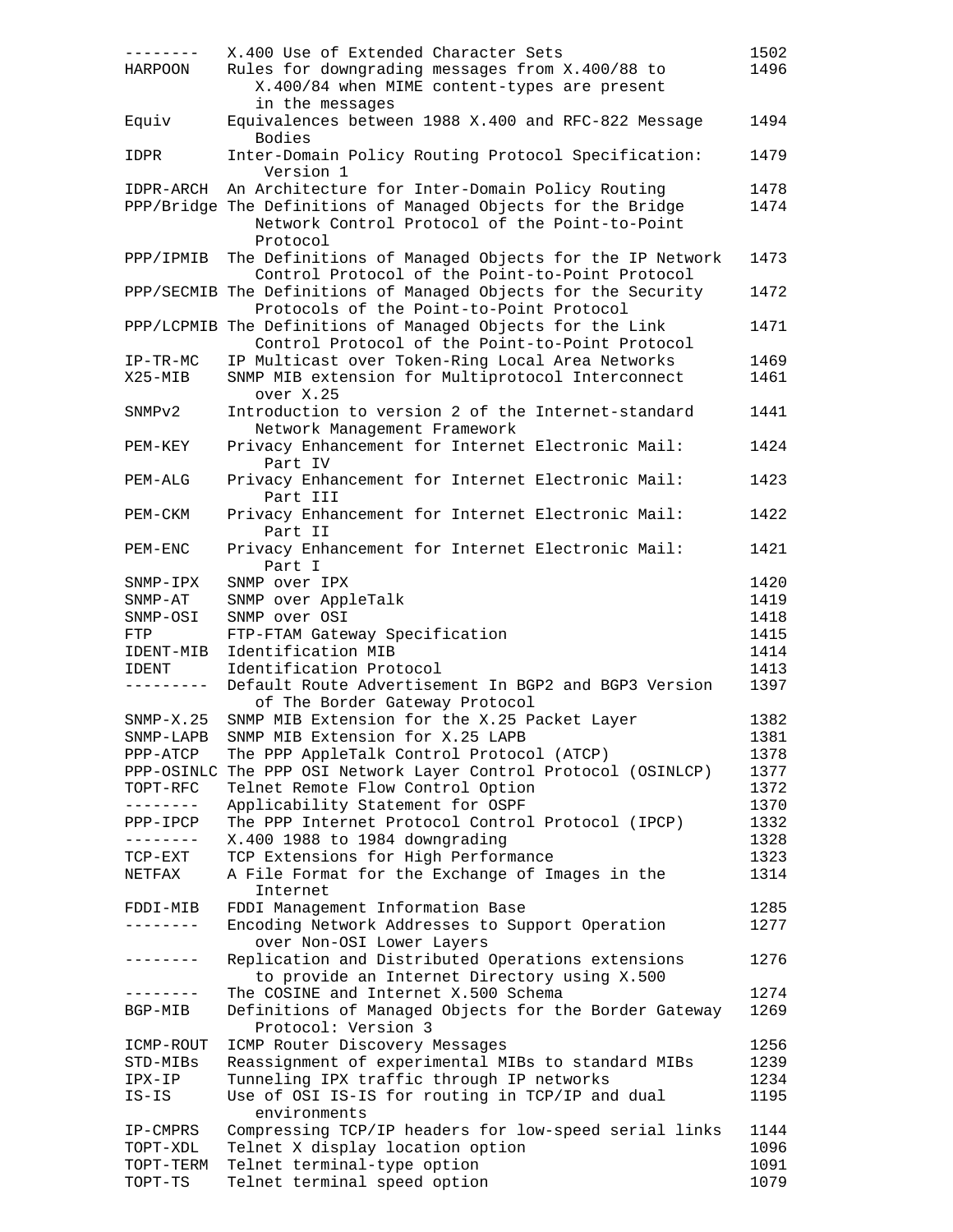```
--------   X.400 Use of Extended Character Sets                   1502
HARPOON    Rules for downgrading messages from X.400/88 to        1496
              X.400/84 when MIME content-types are present
              in the messages
Equiv      Equivalences between 1988 X.400 and RFC-822 Message    1494
              Bodies
IDPR       Inter-Domain Policy Routing Protocol Specification:    1479
              Version 1
IDPR-ARCH  An Architecture for Inter-Domain Policy Routing        1478
PPP/Bridge The Definitions of Managed Objects for the Bridge      1474
              Network Control Protocol of the Point-to-Point
              Protocol
PPP/IPMIB  The Definitions of Managed Objects for the IP Network  1473
              Control Protocol of the Point-to-Point Protocol
PPP/SECMIB The Definitions of Managed Objects for the Security    1472
              Protocols of the Point-to-Point Protocol
PPP/LCPMIB The Definitions of Managed Objects for the Link        1471
              Control Protocol of the Point-to-Point Protocol
IP-TR-MC   IP Multicast over Token-Ring Local Area Networks       1469
X25-MIB    SNMP MIB extension for Multiprotocol Interconnect      1461
              over X.25
SNMPv2     Introduction to version 2 of the Internet-standard     1441
              Network Management Framework
PEM-KEY    Privacy Enhancement for Internet Electronic Mail:      1424
              Part IV
PEM-ALG    Privacy Enhancement for Internet Electronic Mail:      1423
              Part III
PEM-CKM    Privacy Enhancement for Internet Electronic Mail:      1422
              Part II
PEM-ENC    Privacy Enhancement for Internet Electronic Mail:      1421
              Part I
SNMP-IPX   SNMP over IPX                                          1420
SNMP-AT    SNMP over AppleTalk                                    1419
SNMP-OSI   SNMP over OSI                                          1418
FTP        FTP-FTAM Gateway Specification                         1415
IDENT-MIB  Identification MIB                                     1414
IDENT      Identification Protocol                                1413
---------  Default Route Advertisement In BGP2 and BGP3 Version   1397
              of The Border Gateway Protocol
SNMP-X.25  SNMP MIB Extension for the X.25 Packet Layer           1382
SNMP-LAPB  SNMP MIB Extension for X.25 LAPB                       1381
PPP-ATCP   The PPP AppleTalk Control Protocol (ATCP)              1378
PPP-OSINLC The PPP OSI Network Layer Control Protocol (OSINLCP)   1377
TOPT-RFC   Telnet Remote Flow Control Option                      1372
--------   Applicability Statement for OSPF                       1370
PPP-IPCP   The PPP Internet Protocol Control Protocol (IPCP)      1332
--------   X.400 1988 to 1984 downgrading                         1328
TCP-EXT    TCP Extensions for High Performance                    1323
NETFAX     A File Format for the Exchange of Images in the        1314
              Internet
FDDI-MIB   FDDI Management Information Base                       1285
--------   Encoding Network Addresses to Support Operation        1277
              over Non-OSI Lower Layers
--------   Replication and Distributed Operations extensions      1276
              to provide an Internet Directory using X.500
--------   The COSINE and Internet X.500 Schema                   1274
BGP-MIB    Definitions of Managed Objects for the Border Gateway  1269
              Protocol: Version 3
ICMP-ROUT  ICMP Router Discovery Messages                         1256
STD-MIBs   Reassignment of experimental MIBs to standard MIBs     1239
IPX-IP     Tunneling IPX traffic through IP networks              1234
IS-IS      Use of OSI IS-IS for routing in TCP/IP and dual        1195
              environments
IP-CMPRS   Compressing TCP/IP headers for low-speed serial links  1144
TOPT-XDL   Telnet X display location option                       1096
TOPT-TERM  Telnet terminal-type option                            1091
TOPT-TS    Telnet terminal speed option                           1079
```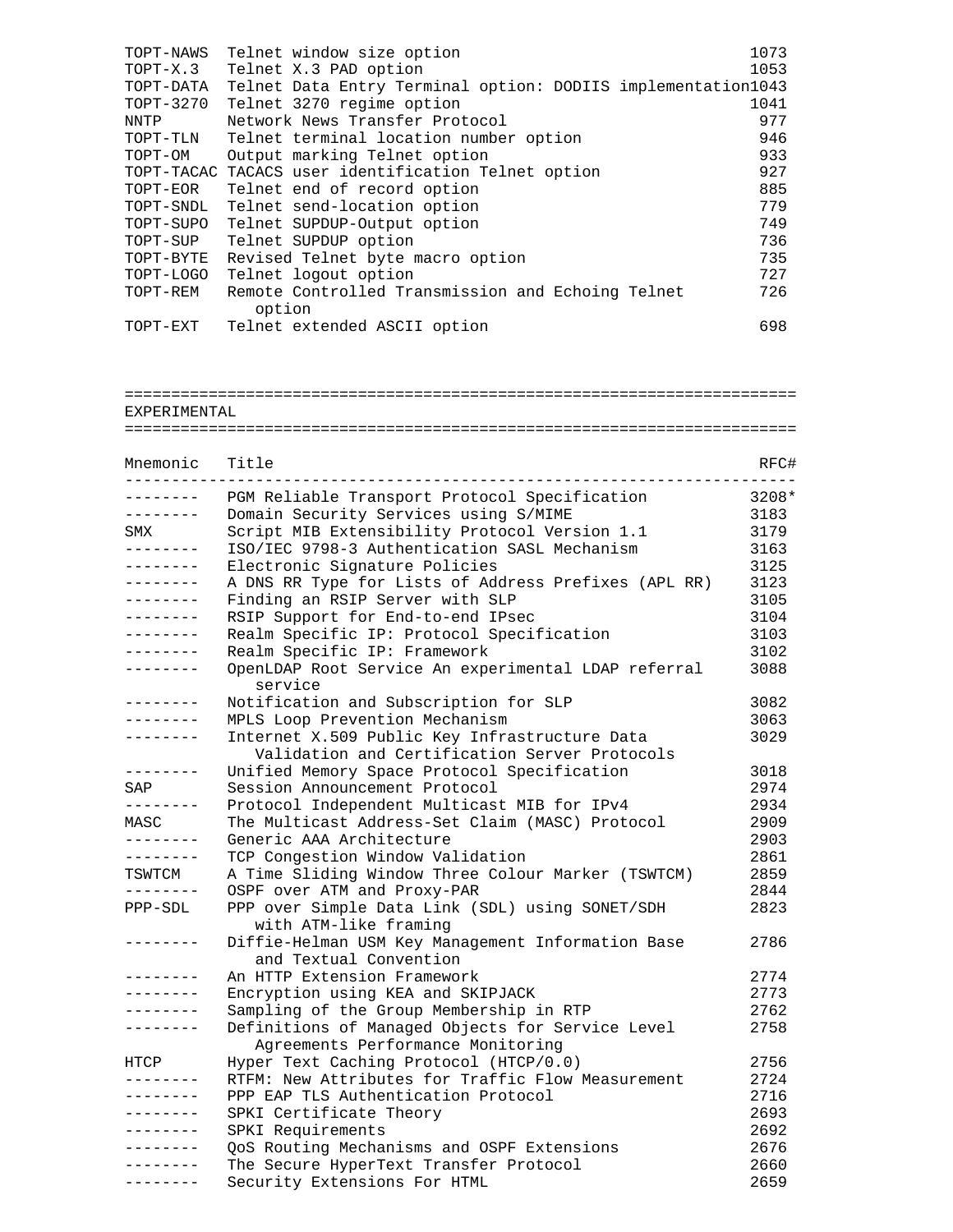| Mnemonic | Title | RFC# |
|---|---|---|
| TOPT-NAWS | Telnet window size option | 1073 |
| TOPT-X.3 | Telnet X.3 PAD option | 1053 |
| TOPT-DATA | Telnet Data Entry Terminal option: DODIIS implementation | 1043 |
| TOPT-3270 | Telnet 3270 regime option | 1041 |
| NNTP | Network News Transfer Protocol | 977 |
| TOPT-TLN | Telnet terminal location number option | 946 |
| TOPT-OM | Output marking Telnet option | 933 |
| TOPT-TACAC | TACACS user identification Telnet option | 927 |
| TOPT-EOR | Telnet end of record option | 885 |
| TOPT-SNDL | Telnet send-location option | 779 |
| TOPT-SUPO | Telnet SUPDUP-Output option | 749 |
| TOPT-SUP | Telnet SUPDUP option | 736 |
| TOPT-BYTE | Revised Telnet byte macro option | 735 |
| TOPT-LOGO | Telnet logout option | 727 |
| TOPT-REM | Remote Controlled Transmission and Echoing Telnet option | 726 |
| TOPT-EXT | Telnet extended ASCII option | 698 |

## EXPERIMENTAL

| Mnemonic | Title | RFC# |
|---|---|---|
| -------- | PGM Reliable Transport Protocol Specification | 3208* |
| -------- | Domain Security Services using S/MIME | 3183 |
| SMX | Script MIB Extensibility Protocol Version 1.1 | 3179 |
| -------- | ISO/IEC 9798-3 Authentication SASL Mechanism | 3163 |
| -------- | Electronic Signature Policies | 3125 |
| -------- | A DNS RR Type for Lists of Address Prefixes (APL RR) | 3123 |
| -------- | Finding an RSIP Server with SLP | 3105 |
| -------- | RSIP Support for End-to-end IPsec | 3104 |
| -------- | Realm Specific IP: Protocol Specification | 3103 |
| -------- | Realm Specific IP: Framework | 3102 |
| -------- | OpenLDAP Root Service An experimental LDAP referral service | 3088 |
| -------- | Notification and Subscription for SLP | 3082 |
| -------- | MPLS Loop Prevention Mechanism | 3063 |
| -------- | Internet X.509 Public Key Infrastructure Data Validation and Certification Server Protocols | 3029 |
| -------- | Unified Memory Space Protocol Specification | 3018 |
| SAP | Session Announcement Protocol | 2974 |
| -------- | Protocol Independent Multicast MIB for IPv4 | 2934 |
| MASC | The Multicast Address-Set Claim (MASC) Protocol | 2909 |
| -------- | Generic AAA Architecture | 2903 |
| -------- | TCP Congestion Window Validation | 2861 |
| TSWTCM | A Time Sliding Window Three Colour Marker (TSWTCM) | 2859 |
| -------- | OSPF over ATM and Proxy-PAR | 2844 |
| PPP-SDL | PPP over Simple Data Link (SDL) using SONET/SDH with ATM-like framing | 2823 |
| -------- | Diffie-Helman USM Key Management Information Base and Textual Convention | 2786 |
| -------- | An HTTP Extension Framework | 2774 |
| -------- | Encryption using KEA and SKIPJACK | 2773 |
| -------- | Sampling of the Group Membership in RTP | 2762 |
| -------- | Definitions of Managed Objects for Service Level Agreements Performance Monitoring | 2758 |
| HTCP | Hyper Text Caching Protocol (HTCP/0.0) | 2756 |
| -------- | RTFM: New Attributes for Traffic Flow Measurement | 2724 |
| -------- | PPP EAP TLS Authentication Protocol | 2716 |
| -------- | SPKI Certificate Theory | 2693 |
| -------- | SPKI Requirements | 2692 |
| -------- | QoS Routing Mechanisms and OSPF Extensions | 2676 |
| -------- | The Secure HyperText Transfer Protocol | 2660 |
| -------- | Security Extensions For HTML | 2659 |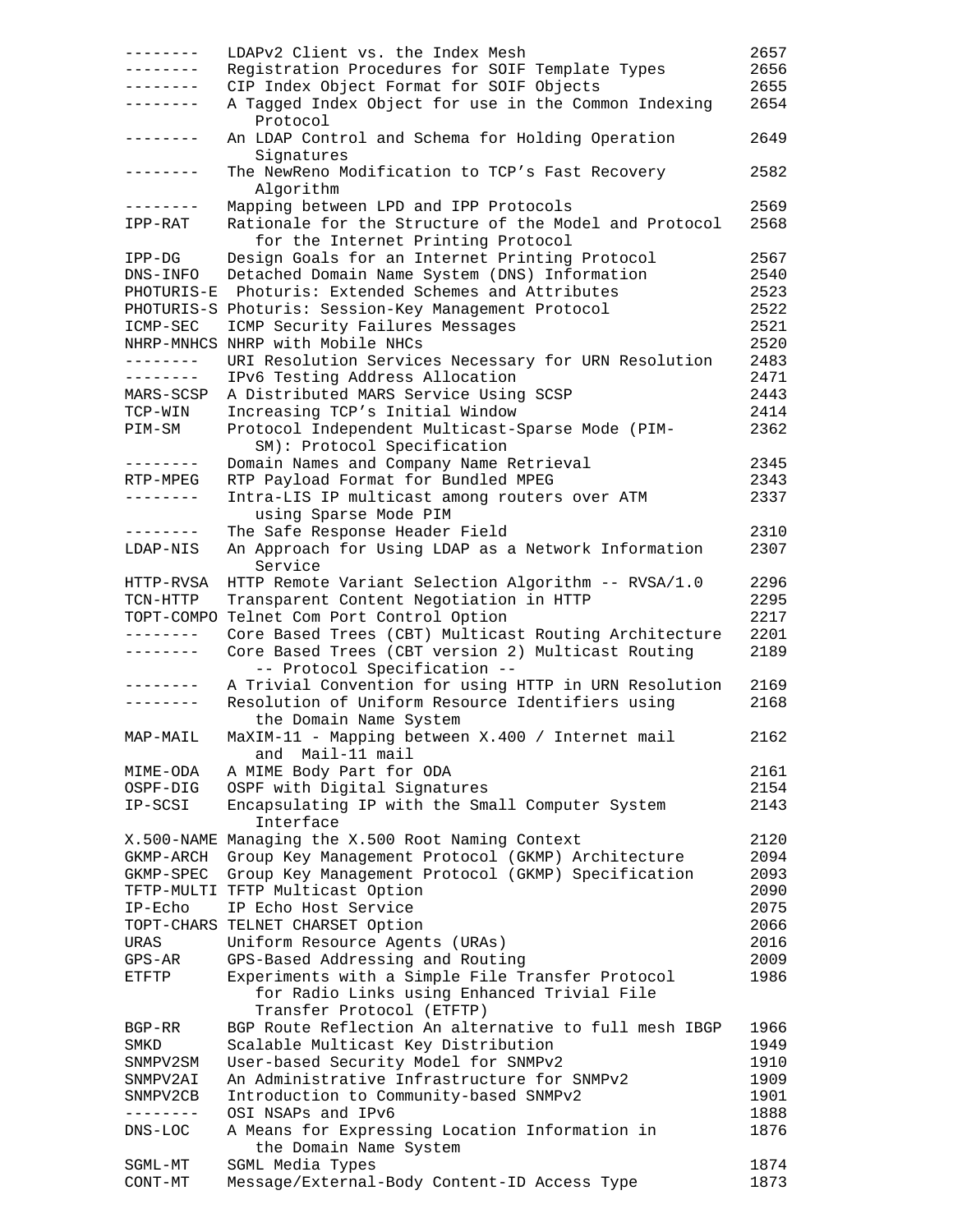```
--------   LDAPv2 Client vs. the Index Mesh                    2657
--------   Registration Procedures for SOIF Template Types     2656
--------   CIP Index Object Format for SOIF Objects            2655
--------   A Tagged Index Object for use in the Common Indexing  2654
              Protocol
--------   An LDAP Control and Schema for Holding Operation    2649
              Signatures
--------   The NewReno Modification to TCP's Fast Recovery     2582
              Algorithm
--------   Mapping between LPD and IPP Protocols               2569
IPP-RAT    Rationale for the Structure of the Model and Protocol  2568
              for the Internet Printing Protocol
IPP-DG     Design Goals for an Internet Printing Protocol      2567
DNS-INFO   Detached Domain Name System (DNS) Information       2540
PHOTURIS-E  Photuris: Extended Schemes and Attributes          2523
PHOTURIS-S Photuris: Session-Key Management Protocol           2522
ICMP-SEC   ICMP Security Failures Messages                     2521
NHRP-MNHCS NHRP with Mobile NHCs                               2520
--------   URI Resolution Services Necessary for URN Resolution  2483
--------   IPv6 Testing Address Allocation                     2471
MARS-SCSP  A Distributed MARS Service Using SCSP               2443
TCP-WIN    Increasing TCP's Initial Window                     2414
PIM-SM     Protocol Independent Multicast-Sparse Mode (PIM-    2362
              SM): Protocol Specification
--------   Domain Names and Company Name Retrieval             2345
RTP-MPEG   RTP Payload Format for Bundled MPEG                 2343
--------   Intra-LIS IP multicast among routers over ATM       2337
              using Sparse Mode PIM
--------   The Safe Response Header Field                      2310
LDAP-NIS   An Approach for Using LDAP as a Network Information  2307
              Service
HTTP-RVSA  HTTP Remote Variant Selection Algorithm -- RVSA/1.0  2296
TCN-HTTP   Transparent Content Negotiation in HTTP             2295
TOPT-COMPO Telnet Com Port Control Option                      2217
--------   Core Based Trees (CBT) Multicast Routing Architecture  2201
--------   Core Based Trees (CBT version 2) Multicast Routing  2189
              -- Protocol Specification --
--------   A Trivial Convention for using HTTP in URN Resolution  2169
--------   Resolution of Uniform Resource Identifiers using    2168
              the Domain Name System
MAP-MAIL   MaXIM-11 - Mapping between X.400 / Internet mail    2162
              and  Mail-11 mail
MIME-ODA   A MIME Body Part for ODA                            2161
OSPF-DIG   OSPF with Digital Signatures                        2154
IP-SCSI    Encapsulating IP with the Small Computer System     2143
              Interface
X.500-NAME Managing the X.500 Root Naming Context              2120
GKMP-ARCH  Group Key Management Protocol (GKMP) Architecture   2094
GKMP-SPEC  Group Key Management Protocol (GKMP) Specification  2093
TFTP-MULTI TFTP Multicast Option                               2090
IP-Echo    IP Echo Host Service                                2075
TOPT-CHARS TELNET CHARSET Option                               2066
URAS       Uniform Resource Agents (URAs)                      2016
GPS-AR     GPS-Based Addressing and Routing                    2009
ETFTP      Experiments with a Simple File Transfer Protocol    1986
              for Radio Links using Enhanced Trivial File
              Transfer Protocol (ETFTP)
BGP-RR     BGP Route Reflection An alternative to full mesh IBGP  1966
SMKD       Scalable Multicast Key Distribution                 1949
SNMPV2SM   User-based Security Model for SNMPv2                1910
SNMPV2AI   An Administrative Infrastructure for SNMPv2         1909
SNMPV2CB   Introduction to Community-based SNMPv2              1901
--------   OSI NSAPs and IPv6                                  1888
DNS-LOC    A Means for Expressing Location Information in      1876
              the Domain Name System
SGML-MT    SGML Media Types                                    1874
CONT-MT    Message/External-Body Content-ID Access Type        1873
```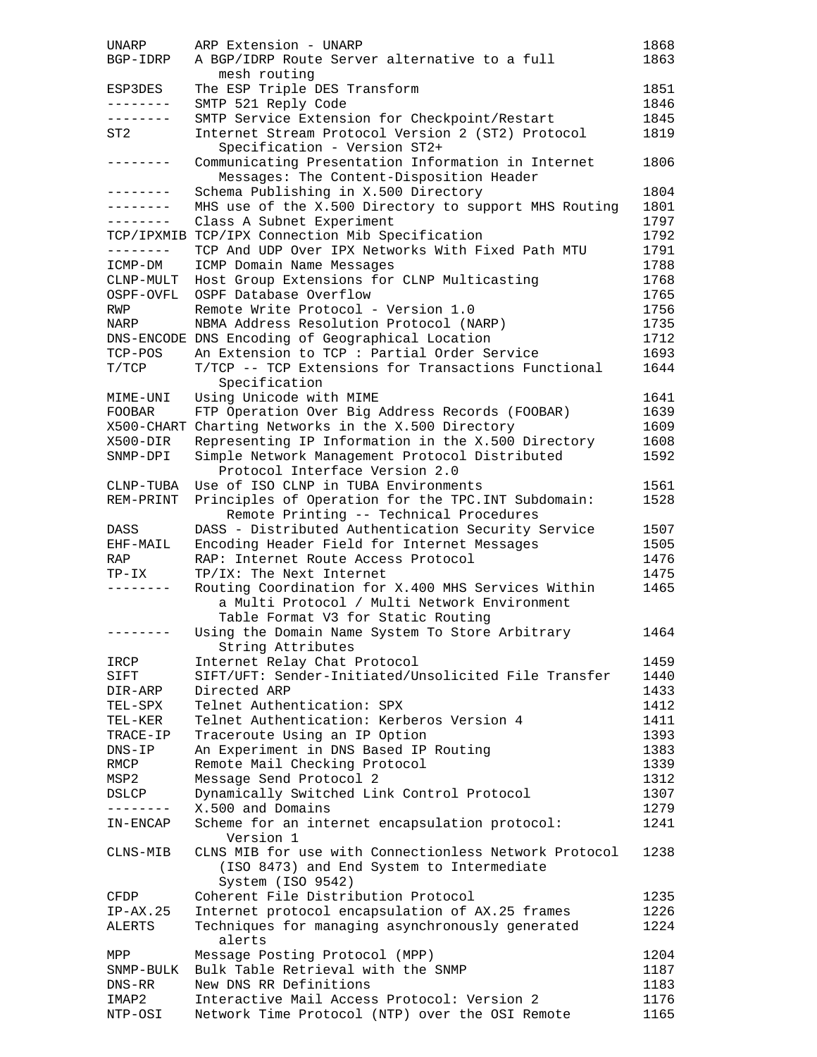```
UNARP     ARP Extension - UNARP                              1868
BGP-IDRP  A BGP/IDRP Route Server alternative to a full      1863
             mesh routing
ESP3DES   The ESP Triple DES Transform                       1851
--------  SMTP 521 Reply Code                                1846
--------  SMTP Service Extension for Checkpoint/Restart      1845
ST2       Internet Stream Protocol Version 2 (ST2) Protocol  1819
             Specification - Version ST2+
--------  Communicating Presentation Information in Internet 1806
             Messages: The Content-Disposition Header
--------  Schema Publishing in X.500 Directory               1804
--------  MHS use of the X.500 Directory to support MHS Routing  1801
--------  Class A Subnet Experiment                          1797
TCP/IPXMIB TCP/IPX Connection Mib Specification              1792
--------  TCP And UDP Over IPX Networks With Fixed Path MTU  1791
ICMP-DM   ICMP Domain Name Messages                          1788
CLNP-MULT Host Group Extensions for CLNP Multicasting        1768
OSPF-OVFL OSPF Database Overflow                             1765
RWP       Remote Write Protocol - Version 1.0                1756
NARP      NBMA Address Resolution Protocol (NARP)            1735
DNS-ENCODE DNS Encoding of Geographical Location             1712
TCP-POS   An Extension to TCP : Partial Order Service        1693
T/TCP     T/TCP -- TCP Extensions for Transactions Functional  1644
             Specification
MIME-UNI  Using Unicode with MIME                            1641
FOOBAR    FTP Operation Over Big Address Records (FOOBAR)    1639
X500-CHART Charting Networks in the X.500 Directory          1609
X500-DIR  Representing IP Information in the X.500 Directory 1608
SNMP-DPI  Simple Network Management Protocol Distributed     1592
             Protocol Interface Version 2.0
CLNP-TUBA Use of ISO CLNP in TUBA Environments               1561
REM-PRINT Principles of Operation for the TPC.INT Subdomain: 1528
              Remote Printing -- Technical Procedures
DASS      DASS - Distributed Authentication Security Service 1507
EHF-MAIL  Encoding Header Field for Internet Messages        1505
RAP       RAP: Internet Route Access Protocol                1476
TP-IX     TP/IX: The Next Internet                           1475
--------  Routing Coordination for X.400 MHS Services Within 1465
             a Multi Protocol / Multi Network Environment
             Table Format V3 for Static Routing
--------  Using the Domain Name System To Store Arbitrary    1464
             String Attributes
IRCP      Internet Relay Chat Protocol                       1459
SIFT      SIFT/UFT: Sender-Initiated/Unsolicited File Transfer  1440
DIR-ARP   Directed ARP                                       1433
TEL-SPX   Telnet Authentication: SPX                         1412
TEL-KER   Telnet Authentication: Kerberos Version 4          1411
TRACE-IP  Traceroute Using an IP Option                      1393
DNS-IP    An Experiment in DNS Based IP Routing              1383
RMCP      Remote Mail Checking Protocol                      1339
MSP2      Message Send Protocol 2                            1312
DSLCP     Dynamically Switched Link Control Protocol         1307
--------  X.500 and Domains                                  1279
IN-ENCAP  Scheme for an internet encapsulation protocol:     1241
              Version 1
CLNS-MIB  CLNS MIB for use with Connectionless Network Protocol  1238
             (ISO 8473) and End System to Intermediate
             System (ISO 9542)
CFDP      Coherent File Distribution Protocol                1235
IP-AX.25  Internet protocol encapsulation of AX.25 frames    1226
ALERTS    Techniques for managing asynchronously generated   1224
             alerts
MPP       Message Posting Protocol (MPP)                     1204
SNMP-BULK Bulk Table Retrieval with the SNMP                 1187
DNS-RR    New DNS RR Definitions                             1183
IMAP2     Interactive Mail Access Protocol: Version 2        1176
NTP-OSI   Network Time Protocol (NTP) over the OSI Remote    1165
```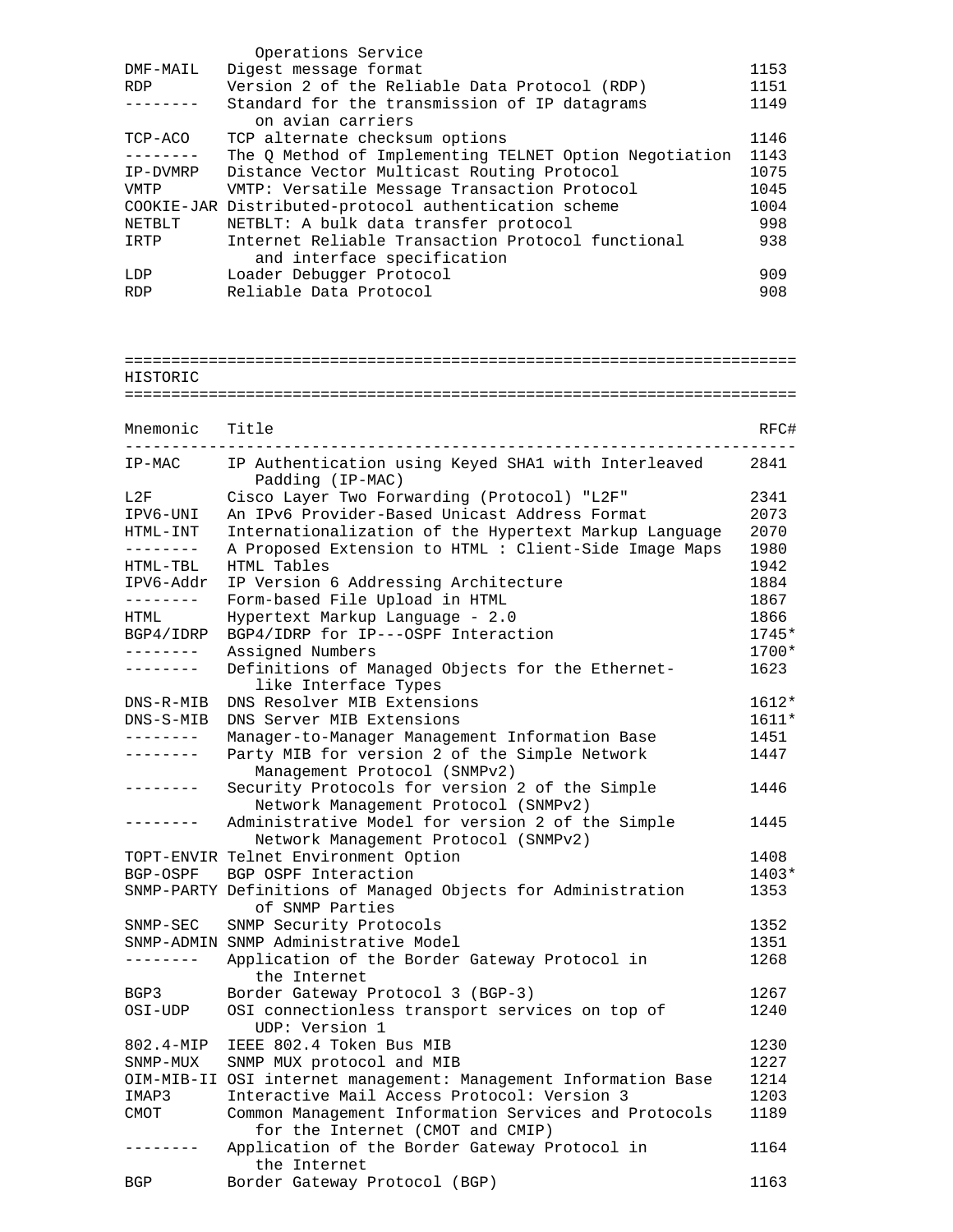| | Title | RFC# |
|---|---|---|
| | Operations Service | |
| DMF-MAIL | Digest message format | 1153 |
| RDP | Version 2 of the Reliable Data Protocol (RDP) | 1151 |
| -------- | Standard for the transmission of IP datagrams on avian carriers | 1149 |
| TCP-ACO | TCP alternate checksum options | 1146 |
| -------- | The Q Method of Implementing TELNET Option Negotiation | 1143 |
| IP-DVMRP | Distance Vector Multicast Routing Protocol | 1075 |
| VMTP | VMTP: Versatile Message Transaction Protocol | 1045 |
| COOKIE-JAR | Distributed-protocol authentication scheme | 1004 |
| NETBLT | NETBLT: A bulk data transfer protocol | 998 |
| IRTP | Internet Reliable Transaction Protocol functional and interface specification | 938 |
| LDP | Loader Debugger Protocol | 909 |
| RDP | Reliable Data Protocol | 908 |

## HISTORIC

| Mnemonic | Title | RFC# |
|---|---|---|
| IP-MAC | IP Authentication using Keyed SHA1 with Interleaved Padding (IP-MAC) | 2841 |
| L2F | Cisco Layer Two Forwarding (Protocol) "L2F" | 2341 |
| IPV6-UNI | An IPv6 Provider-Based Unicast Address Format | 2073 |
| HTML-INT | Internationalization of the Hypertext Markup Language | 2070 |
| -------- | A Proposed Extension to HTML : Client-Side Image Maps | 1980 |
| HTML-TBL | HTML Tables | 1942 |
| IPV6-Addr | IP Version 6 Addressing Architecture | 1884 |
| -------- | Form-based File Upload in HTML | 1867 |
| HTML | Hypertext Markup Language - 2.0 | 1866 |
| BGP4/IDRP | BGP4/IDRP for IP---OSPF Interaction | 1745* |
| -------- | Assigned Numbers | 1700* |
| -------- | Definitions of Managed Objects for the Ethernet-like Interface Types | 1623 |
| DNS-R-MIB | DNS Resolver MIB Extensions | 1612* |
| DNS-S-MIB | DNS Server MIB Extensions | 1611* |
| -------- | Manager-to-Manager Management Information Base | 1451 |
| -------- | Party MIB for version 2 of the Simple Network Management Protocol (SNMPv2) | 1447 |
| -------- | Security Protocols for version 2 of the Simple Network Management Protocol (SNMPv2) | 1446 |
| -------- | Administrative Model for version 2 of the Simple Network Management Protocol (SNMPv2) | 1445 |
| TOPT-ENVIR | Telnet Environment Option | 1408 |
| BGP-OSPF | BGP OSPF Interaction | 1403* |
| SNMP-PARTY | Definitions of Managed Objects for Administration of SNMP Parties | 1353 |
| SNMP-SEC | SNMP Security Protocols | 1352 |
| SNMP-ADMIN | SNMP Administrative Model | 1351 |
| -------- | Application of the Border Gateway Protocol in the Internet | 1268 |
| BGP3 | Border Gateway Protocol 3 (BGP-3) | 1267 |
| OSI-UDP | OSI connectionless transport services on top of UDP: Version 1 | 1240 |
| 802.4-MIP | IEEE 802.4 Token Bus MIB | 1230 |
| SNMP-MUX | SNMP MUX protocol and MIB | 1227 |
| OIM-MIB-II | OSI internet management: Management Information Base | 1214 |
| IMAP3 | Interactive Mail Access Protocol: Version 3 | 1203 |
| CMOT | Common Management Information Services and Protocols for the Internet (CMOT and CMIP) | 1189 |
| -------- | Application of the Border Gateway Protocol in the Internet | 1164 |
| BGP | Border Gateway Protocol (BGP) | 1163 |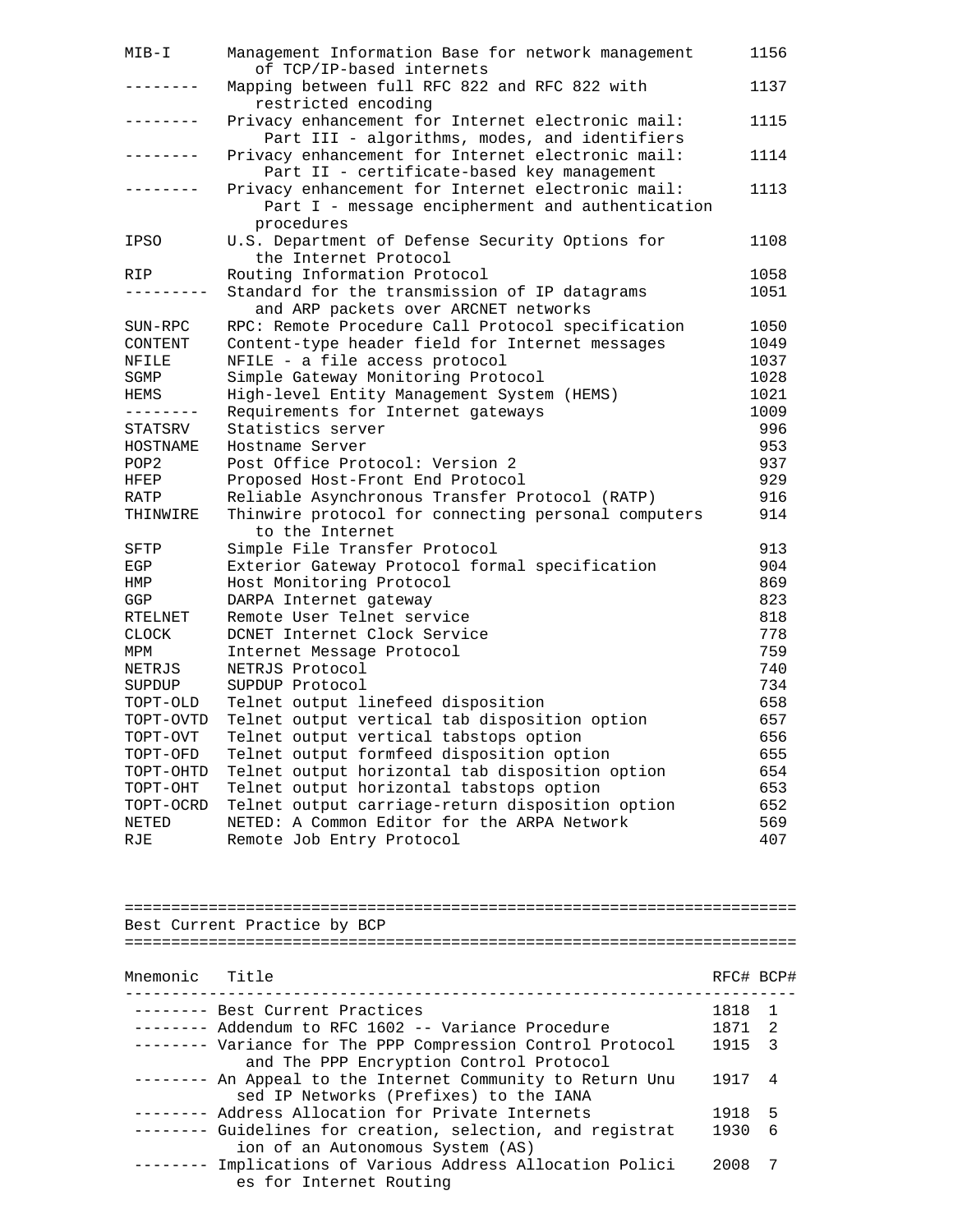| Mnemonic | Title | RFC# |
|---|---|---|
| MIB-I | Management Information Base for network management of TCP/IP-based internets | 1156 |
| -------- | Mapping between full RFC 822 and RFC 822 with restricted encoding | 1137 |
| -------- | Privacy enhancement for Internet electronic mail: Part III - algorithms, modes, and identifiers | 1115 |
| -------- | Privacy enhancement for Internet electronic mail: Part II - certificate-based key management | 1114 |
| -------- | Privacy enhancement for Internet electronic mail: Part I - message encipherment and authentication procedures | 1113 |
| IPSO | U.S. Department of Defense Security Options for the Internet Protocol | 1108 |
| RIP | Routing Information Protocol | 1058 |
| --------- | Standard for the transmission of IP datagrams and ARP packets over ARCNET networks | 1051 |
| SUN-RPC | RPC: Remote Procedure Call Protocol specification | 1050 |
| CONTENT | Content-type header field for Internet messages | 1049 |
| NFILE | NFILE - a file access protocol | 1037 |
| SGMP | Simple Gateway Monitoring Protocol | 1028 |
| HEMS | High-level Entity Management System (HEMS) | 1021 |
| -------- | Requirements for Internet gateways | 1009 |
| STATSRV | Statistics server | 996 |
| HOSTNAME | Hostname Server | 953 |
| POP2 | Post Office Protocol: Version 2 | 937 |
| HFEP | Proposed Host-Front End Protocol | 929 |
| RATP | Reliable Asynchronous Transfer Protocol (RATP) | 916 |
| THINWIRE | Thinwire protocol for connecting personal computers to the Internet | 914 |
| SFTP | Simple File Transfer Protocol | 913 |
| EGP | Exterior Gateway Protocol formal specification | 904 |
| HMP | Host Monitoring Protocol | 869 |
| GGP | DARPA Internet gateway | 823 |
| RTELNET | Remote User Telnet service | 818 |
| CLOCK | DCNET Internet Clock Service | 778 |
| MPM | Internet Message Protocol | 759 |
| NETRJS | NETRJS Protocol | 740 |
| SUPDUP | SUPDUP Protocol | 734 |
| TOPT-OLD | Telnet output linefeed disposition | 658 |
| TOPT-OVTD | Telnet output vertical tab disposition option | 657 |
| TOPT-OVT | Telnet output vertical tabstops option | 656 |
| TOPT-OFD | Telnet output formfeed disposition option | 655 |
| TOPT-OHTD | Telnet output horizontal tab disposition option | 654 |
| TOPT-OHT | Telnet output horizontal tabstops option | 653 |
| TOPT-OCRD | Telnet output carriage-return disposition option | 652 |
| NETED | NETED: A Common Editor for the ARPA Network | 569 |
| RJE | Remote Job Entry Protocol | 407 |

## Best Current Practice by BCP

| Mnemonic | Title | RFC# | BCP# |
|---|---|---|---|
| -------- | Best Current Practices | 1818 | 1 |
| -------- | Addendum to RFC 1602 -- Variance Procedure | 1871 | 2 |
| -------- | Variance for The PPP Compression Control Protocol and The PPP Encryption Control Protocol | 1915 | 3 |
| -------- | An Appeal to the Internet Community to Return Unused IP Networks (Prefixes) to the IANA | 1917 | 4 |
| -------- | Address Allocation for Private Internets | 1918 | 5 |
| -------- | Guidelines for creation, selection, and registration of an Autonomous System (AS) | 1930 | 6 |
| -------- | Implications of Various Address Allocation Policies for Internet Routing | 2008 | 7 |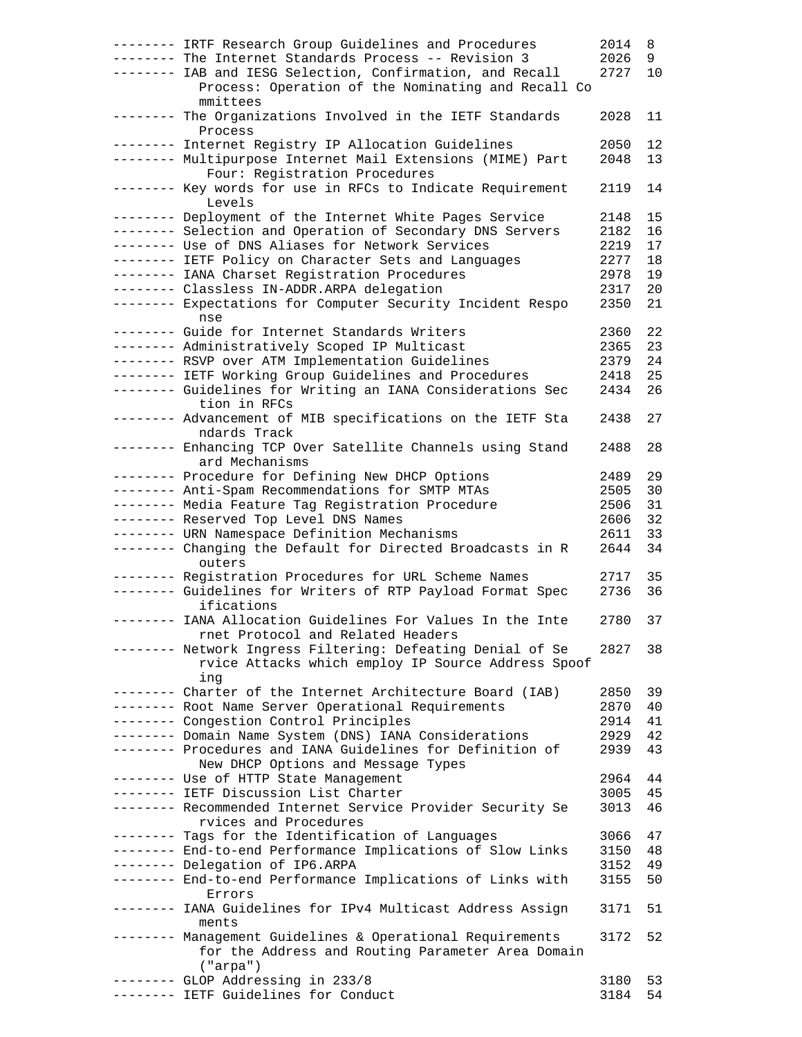```
-------- IRTF Research Group Guidelines and Procedures       2014  8
-------- The Internet Standards Process -- Revision 3         2026  9
-------- IAB and IESG Selection, Confirmation, and Recall     2727  10
           Process: Operation of the Nominating and Recall Co
           mmittees
-------- The Organizations Involved in the IETF Standards     2028  11
           Process
-------- Internet Registry IP Allocation Guidelines           2050  12
-------- Multipurpose Internet Mail Extensions (MIME) Part    2048  13
            Four: Registration Procedures
-------- Key words for use in RFCs to Indicate Requirement    2119  14
            Levels
-------- Deployment of the Internet White Pages Service       2148  15
-------- Selection and Operation of Secondary DNS Servers     2182  16
-------- Use of DNS Aliases for Network Services              2219  17
-------- IETF Policy on Character Sets and Languages          2277  18
-------- IANA Charset Registration Procedures                 2978  19
-------- Classless IN-ADDR.ARPA delegation                    2317  20
-------- Expectations for Computer Security Incident Respo    2350  21
           nse
-------- Guide for Internet Standards Writers                 2360  22
-------- Administratively Scoped IP Multicast                 2365  23
-------- RSVP over ATM Implementation Guidelines              2379  24
-------- IETF Working Group Guidelines and Procedures         2418  25
-------- Guidelines for Writing an IANA Considerations Sec    2434  26
           tion in RFCs
-------- Advancement of MIB specifications on the IETF Sta    2438  27
           ndards Track
-------- Enhancing TCP Over Satellite Channels using Stand    2488  28
           ard Mechanisms
-------- Procedure for Defining New DHCP Options              2489  29
-------- Anti-Spam Recommendations for SMTP MTAs              2505  30
-------- Media Feature Tag Registration Procedure             2506  31
-------- Reserved Top Level DNS Names                         2606  32
-------- URN Namespace Definition Mechanisms                  2611  33
-------- Changing the Default for Directed Broadcasts in R    2644  34
           outers
-------- Registration Procedures for URL Scheme Names         2717  35
-------- Guidelines for Writers of RTP Payload Format Spec    2736  36
           ifications
-------- IANA Allocation Guidelines For Values In the Inte    2780  37
           rnet Protocol and Related Headers
-------- Network Ingress Filtering: Defeating Denial of Se    2827  38
           rvice Attacks which employ IP Source Address Spoof
           ing
-------- Charter of the Internet Architecture Board (IAB)     2850  39
-------- Root Name Server Operational Requirements            2870  40
-------- Congestion Control Principles                        2914  41
-------- Domain Name System (DNS) IANA Considerations         2929  42
-------- Procedures and IANA Guidelines for Definition of     2939  43
           New DHCP Options and Message Types
-------- Use of HTTP State Management                         2964  44
-------- IETF Discussion List Charter                         3005  45
-------- Recommended Internet Service Provider Security Se    3013  46
           rvices and Procedures
-------- Tags for the Identification of Languages             3066  47
-------- End-to-end Performance Implications of Slow Links    3150  48
-------- Delegation of IP6.ARPA                               3152  49
-------- End-to-end Performance Implications of Links with    3155  50
            Errors
-------- IANA Guidelines for IPv4 Multicast Address Assign    3171  51
           ments
-------- Management Guidelines & Operational Requirements     3172  52
           for the Address and Routing Parameter Area Domain
           ("arpa")
-------- GLOP Addressing in 233/8                             3180  53
-------- IETF Guidelines for Conduct                          3184  54
```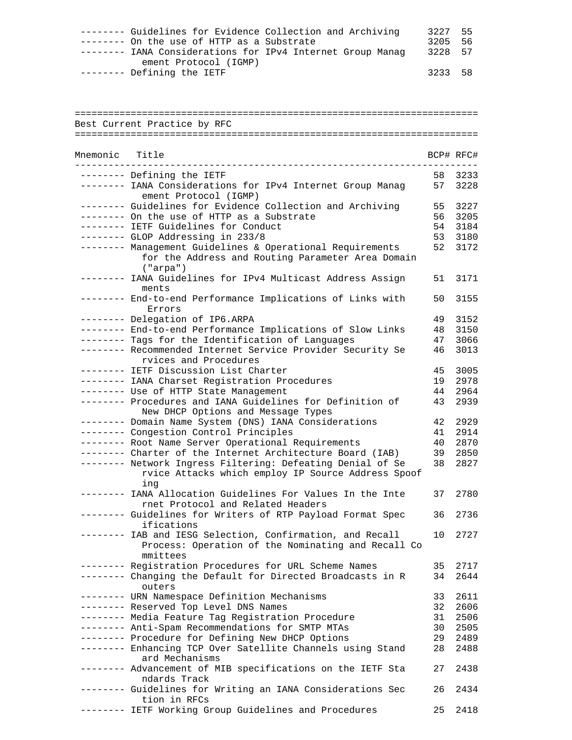| Mnemonic | Title | RFC# | BCP# |
|---|---|---|---|
| -------- | Guidelines for Evidence Collection and Archiving | 3227 | 55 |
| -------- | On the use of HTTP as a Substrate | 3205 | 56 |
| -------- | IANA Considerations for IPv4 Internet Group Management Protocol (IGMP) | 3228 | 57 |
| -------- | Defining the IETF | 3233 | 58 |

## Best Current Practice by RFC

| Mnemonic | Title | BCP# | RFC# |
|---|---|---|---|
| -------- | Defining the IETF | 58 | 3233 |
| -------- | IANA Considerations for IPv4 Internet Group Management Protocol (IGMP) | 57 | 3228 |
| -------- | Guidelines for Evidence Collection and Archiving | 55 | 3227 |
| -------- | On the use of HTTP as a Substrate | 56 | 3205 |
| -------- | IETF Guidelines for Conduct | 54 | 3184 |
| -------- | GLOP Addressing in 233/8 | 53 | 3180 |
| -------- | Management Guidelines & Operational Requirements for the Address and Routing Parameter Area Domain ("arpa") | 52 | 3172 |
| -------- | IANA Guidelines for IPv4 Multicast Address Assignments | 51 | 3171 |
| -------- | End-to-end Performance Implications of Links with Errors | 50 | 3155 |
| -------- | Delegation of IP6.ARPA | 49 | 3152 |
| -------- | End-to-end Performance Implications of Slow Links | 48 | 3150 |
| -------- | Tags for the Identification of Languages | 47 | 3066 |
| -------- | Recommended Internet Service Provider Security Services and Procedures | 46 | 3013 |
| -------- | IETF Discussion List Charter | 45 | 3005 |
| -------- | IANA Charset Registration Procedures | 19 | 2978 |
| -------- | Use of HTTP State Management | 44 | 2964 |
| -------- | Procedures and IANA Guidelines for Definition of New DHCP Options and Message Types | 43 | 2939 |
| -------- | Domain Name System (DNS) IANA Considerations | 42 | 2929 |
| -------- | Congestion Control Principles | 41 | 2914 |
| -------- | Root Name Server Operational Requirements | 40 | 2870 |
| -------- | Charter of the Internet Architecture Board (IAB) | 39 | 2850 |
| -------- | Network Ingress Filtering: Defeating Denial of Service Attacks which employ IP Source Address Spoofing | 38 | 2827 |
| -------- | IANA Allocation Guidelines For Values In the Internet Protocol and Related Headers | 37 | 2780 |
| -------- | Guidelines for Writers of RTP Payload Format Specifications | 36 | 2736 |
| -------- | IAB and IESG Selection, Confirmation, and Recall Process: Operation of the Nominating and Recall Committees | 10 | 2727 |
| -------- | Registration Procedures for URL Scheme Names | 35 | 2717 |
| -------- | Changing the Default for Directed Broadcasts in Routers | 34 | 2644 |
| -------- | URN Namespace Definition Mechanisms | 33 | 2611 |
| -------- | Reserved Top Level DNS Names | 32 | 2606 |
| -------- | Media Feature Tag Registration Procedure | 31 | 2506 |
| -------- | Anti-Spam Recommendations for SMTP MTAs | 30 | 2505 |
| -------- | Procedure for Defining New DHCP Options | 29 | 2489 |
| -------- | Enhancing TCP Over Satellite Channels using Standard Mechanisms | 28 | 2488 |
| -------- | Advancement of MIB specifications on the IETF Standards Track | 27 | 2438 |
| -------- | Guidelines for Writing an IANA Considerations Section in RFCs | 26 | 2434 |
| -------- | IETF Working Group Guidelines and Procedures | 25 | 2418 |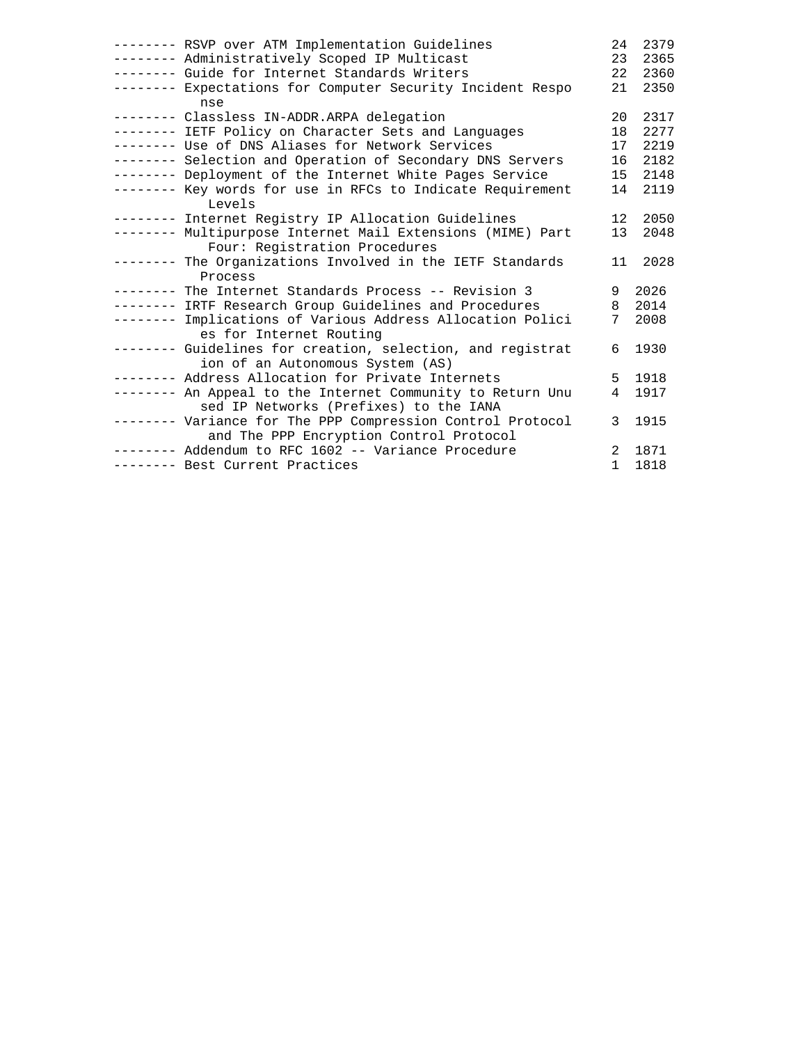```
-------- RSVP over ATM Implementation Guidelines            24  2379
-------- Administratively Scoped IP Multicast               23  2365
-------- Guide for Internet Standards Writers               22  2360
-------- Expectations for Computer Security Incident Respo  21  2350
           nse
-------- Classless IN-ADDR.ARPA delegation                  20  2317
-------- IETF Policy on Character Sets and Languages        18  2277
-------- Use of DNS Aliases for Network Services            17  2219
-------- Selection and Operation of Secondary DNS Servers   16  2182
-------- Deployment of the Internet White Pages Service     15  2148
-------- Key words for use in RFCs to Indicate Requirement  14  2119
            Levels
-------- Internet Registry IP Allocation Guidelines         12  2050
-------- Multipurpose Internet Mail Extensions (MIME) Part  13  2048
            Four: Registration Procedures
-------- The Organizations Involved in the IETF Standards   11  2028
           Process
-------- The Internet Standards Process -- Revision 3       9  2026
-------- IRTF Research Group Guidelines and Procedures      8  2014
-------- Implications of Various Address Allocation Polici  7  2008
           es for Internet Routing
-------- Guidelines for creation, selection, and registrat  6  1930
           ion of an Autonomous System (AS)
-------- Address Allocation for Private Internets           5  1918
-------- An Appeal to the Internet Community to Return Unu  4  1917
           sed IP Networks (Prefixes) to the IANA
-------- Variance for The PPP Compression Control Protocol  3  1915
            and The PPP Encryption Control Protocol
-------- Addendum to RFC 1602 -- Variance Procedure         2  1871
-------- Best Current Practices                             1  1818
```